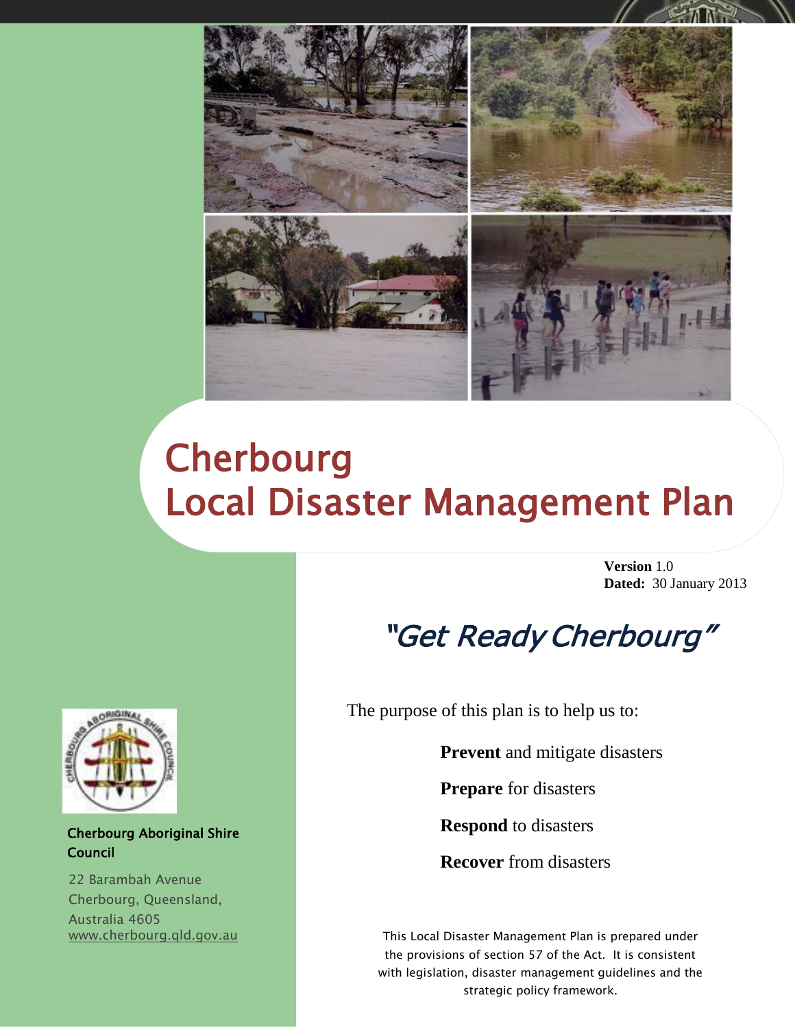# Cherbourg Local Disaster Management Plan

**Version** 1.0
**Dated:** 30 January 2013

*"Get Ready Cherbourg"*

The purpose of this plan is to help us to:

**Prevent** and mitigate disasters

**Prepare** for disasters

**Respond** to disasters

**Recover** from disasters

This Local Disaster Management Plan is prepared under the provisions of section 57 of the Act. It is consistent with legislation, disaster management guidelines and the strategic policy framework.

Cherbourg Aboriginal Shire Council

22 Barambah Avenue
Cherbourg, Queensland,
Australia 4605
www.cherbourg.qld.gov.au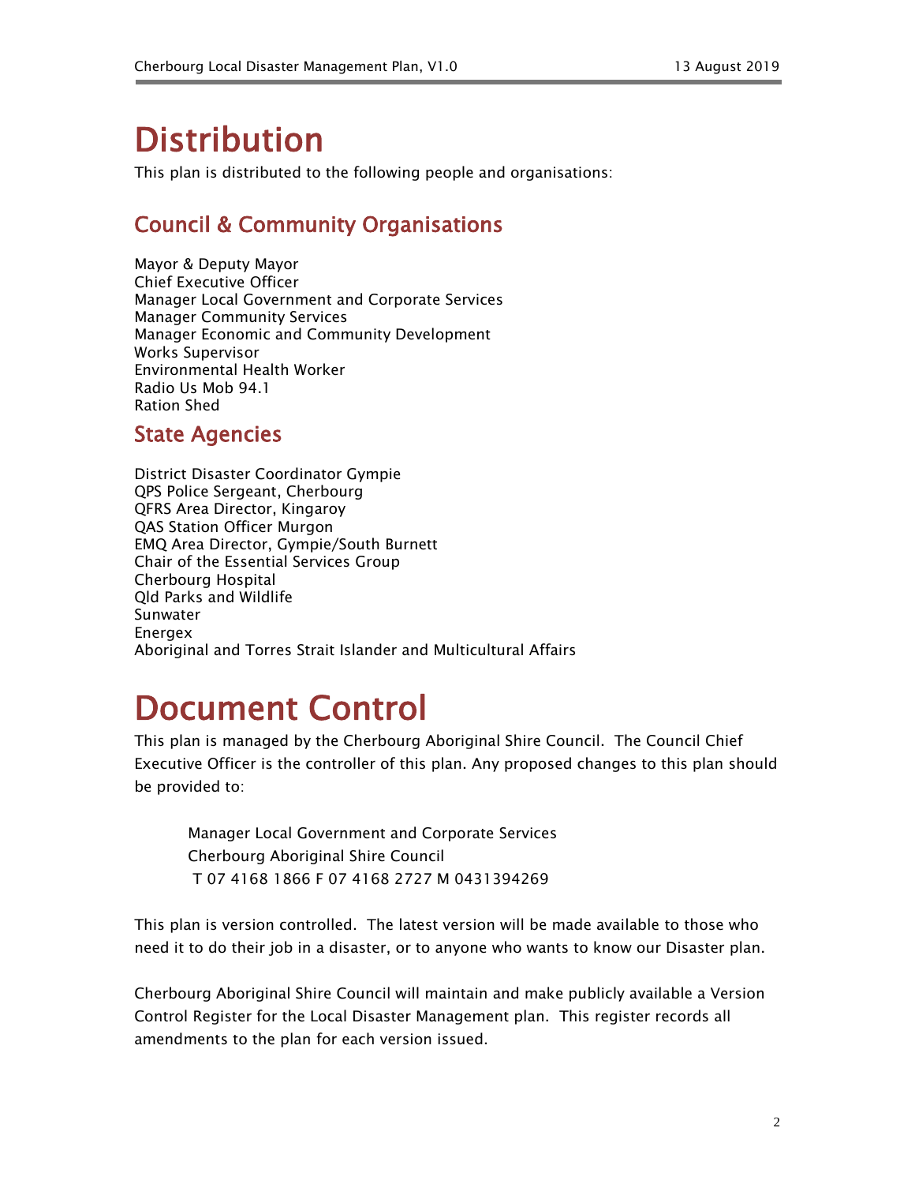# Distribution

This plan is distributed to the following people and organisations:

## Council & Community Organisations

Mayor & Deputy Mayor
Chief Executive Officer
Manager Local Government and Corporate Services
Manager Community Services
Manager Economic and Community Development
Works Supervisor
Environmental Health Worker
Radio Us Mob 94.1
Ration Shed

## State Agencies

District Disaster Coordinator Gympie
QPS Police Sergeant, Cherbourg
QFRS Area Director, Kingaroy
QAS Station Officer Murgon
EMQ Area Director, Gympie/South Burnett
Chair of the Essential Services Group
Cherbourg Hospital
Qld Parks and Wildlife
Sunwater
Energex
Aboriginal and Torres Strait Islander and Multicultural Affairs

# Document Control

This plan is managed by the Cherbourg Aboriginal Shire Council. The Council Chief Executive Officer is the controller of this plan. Any proposed changes to this plan should be provided to:

> Manager Local Government and Corporate Services
> Cherbourg Aboriginal Shire Council
> T 07 4168 1866 F 07 4168 2727 M 0431394269

This plan is version controlled. The latest version will be made available to those who need it to do their job in a disaster, or to anyone who wants to know our Disaster plan.

Cherbourg Aboriginal Shire Council will maintain and make publicly available a Version Control Register for the Local Disaster Management plan. This register records all amendments to the plan for each version issued.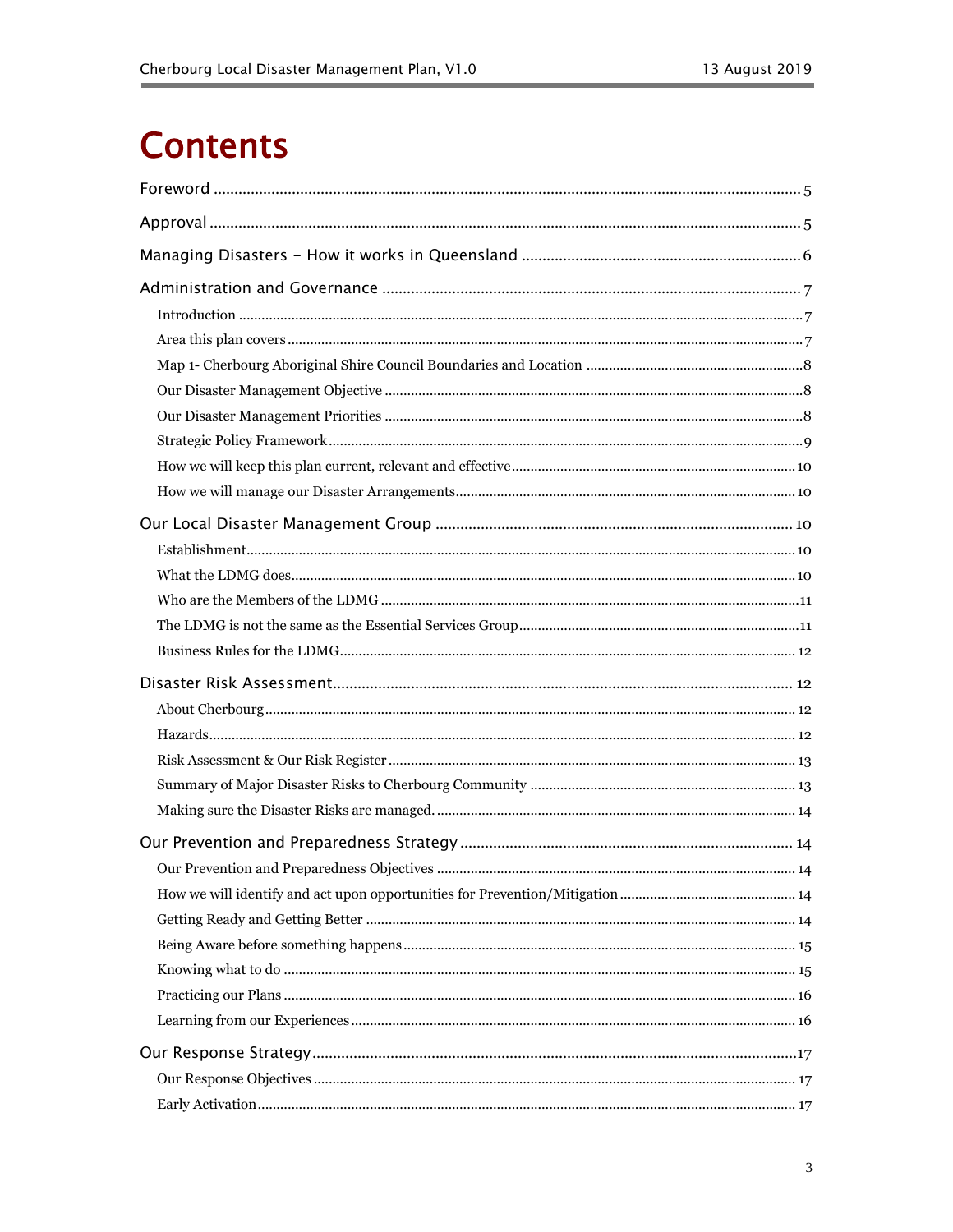# Contents

Foreword .................................................................................................................................... 5

Approval .................................................................................................................................... 5

Managing Disasters – How it works in Queensland ........................................................................ 6

Administration and Governance ..................................................................................................... 7

- Introduction .............................................................................................................................. 7
- Area this plan covers ................................................................................................................ 7
- Map 1- Cherbourg Aboriginal Shire Council Boundaries and Location ........................................... 8
- Our Disaster Management Objective ........................................................................................... 8
- Our Disaster Management Priorities ........................................................................................... 8
- Strategic Policy Framework ........................................................................................................ 9
- How we will keep this plan current, relevant and effective .......................................................... 10
- How we will manage our Disaster Arrangements ........................................................................ 10

Our Local Disaster Management Group ........................................................................................ 10

- Establishment .......................................................................................................................... 10
- What the LDMG does ................................................................................................................ 10
- Who are the Members of the LDMG ............................................................................................ 11
- The LDMG is not the same as the Essential Services Group ......................................................... 11
- Business Rules for the LDMG .................................................................................................... 12

Disaster Risk Assessment ............................................................................................................ 12

- About Cherbourg ..................................................................................................................... 12
- Hazards ................................................................................................................................... 12
- Risk Assessment & Our Risk Register ......................................................................................... 13
- Summary of Major Disaster Risks to Cherbourg Community ........................................................ 13
- Making sure the Disaster Risks are managed. ............................................................................. 14

Our Prevention and Preparedness Strategy ................................................................................... 14

- Our Prevention and Preparedness Objectives ............................................................................. 14
- How we will identify and act upon opportunities for Prevention/Mitigation .................................. 14
- Getting Ready and Getting Better .............................................................................................. 14
- Being Aware before something happens .................................................................................... 15
- Knowing what to do ................................................................................................................. 15
- Practicing our Plans ................................................................................................................. 16
- Learning from our Experiences .................................................................................................. 16

Our Response Strategy ................................................................................................................ 17

- Our Response Objectives .......................................................................................................... 17
- Early Activation ....................................................................................................................... 17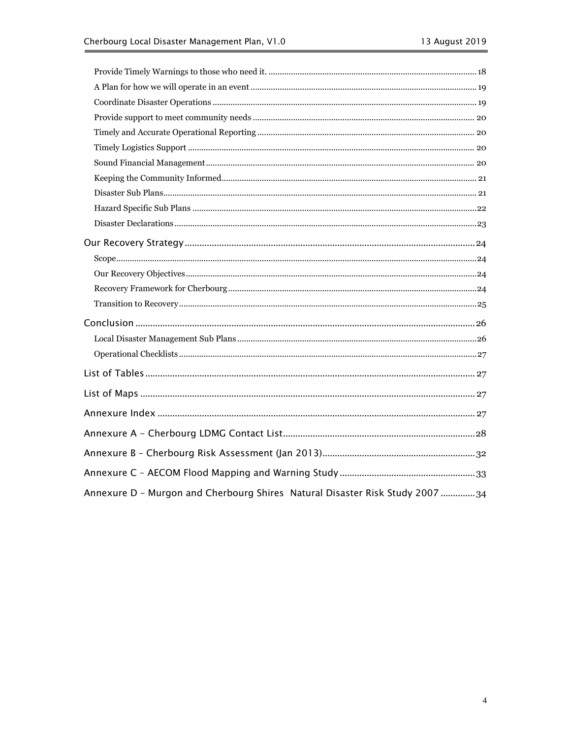Provide Timely Warnings to those who need it. .................................................................................. 18

A Plan for how we will operate in an event .................................................................................. 19

Coordinate Disaster Operations .................................................................................. 19

Provide support to meet community needs .................................................................................. 20

Timely and Accurate Operational Reporting .................................................................................. 20

Timely Logistics Support .................................................................................. 20

Sound Financial Management .................................................................................. 20

Keeping the Community Informed .................................................................................. 21

Disaster Sub Plans .................................................................................. 21

Hazard Specific Sub Plans .................................................................................. 22

Disaster Declarations .................................................................................. 23

Our Recovery Strategy .................................................................................. 24

Scope .................................................................................. 24

Our Recovery Objectives .................................................................................. 24

Recovery Framework for Cherbourg .................................................................................. 24

Transition to Recovery .................................................................................. 25

Conclusion .................................................................................. 26

Local Disaster Management Sub Plans .................................................................................. 26

Operational Checklists .................................................................................. 27

List of Tables .................................................................................. 27

List of Maps .................................................................................. 27

Annexure Index .................................................................................. 27

Annexure A – Cherbourg LDMG Contact List .................................................................................. 28

Annexure B – Cherbourg Risk Assessment (Jan 2013) .................................................................................. 32

Annexure C – AECOM Flood Mapping and Warning Study .................................................................................. 33

Annexure D – Murgon and Cherbourg Shires Natural Disaster Risk Study 2007 .................................................................................. 34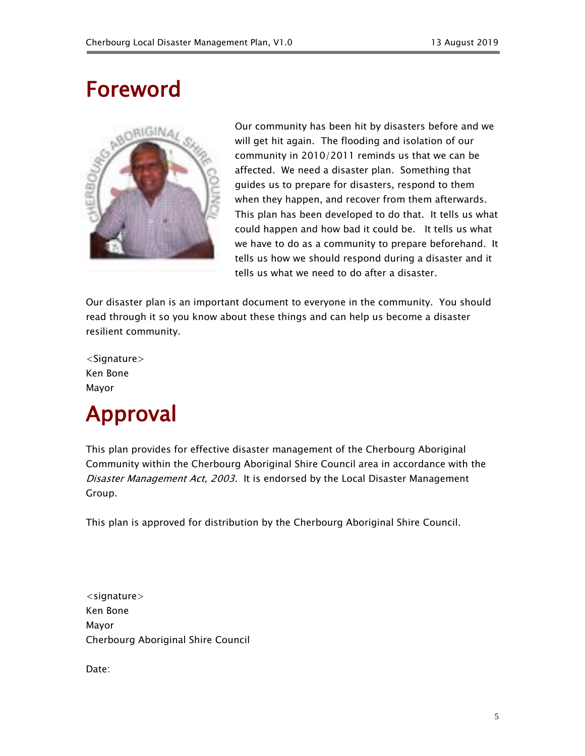# Foreword

Our community has been hit by disasters before and we will get hit again. The flooding and isolation of our community in 2010/2011 reminds us that we can be affected. We need a disaster plan. Something that guides us to prepare for disasters, respond to them when they happen, and recover from them afterwards. This plan has been developed to do that. It tells us what could happen and how bad it could be. It tells us what we have to do as a community to prepare beforehand. It tells us how we should respond during a disaster and it tells us what we need to do after a disaster.

Our disaster plan is an important document to everyone in the community. You should read through it so you know about these things and can help us become a disaster resilient community.

<Signature>
Ken Bone
Mayor

# Approval

This plan provides for effective disaster management of the Cherbourg Aboriginal Community within the Cherbourg Aboriginal Shire Council area in accordance with the *Disaster Management Act, 2003.* It is endorsed by the Local Disaster Management Group.

This plan is approved for distribution by the Cherbourg Aboriginal Shire Council.

<signature>
Ken Bone
Mayor
Cherbourg Aboriginal Shire Council

Date: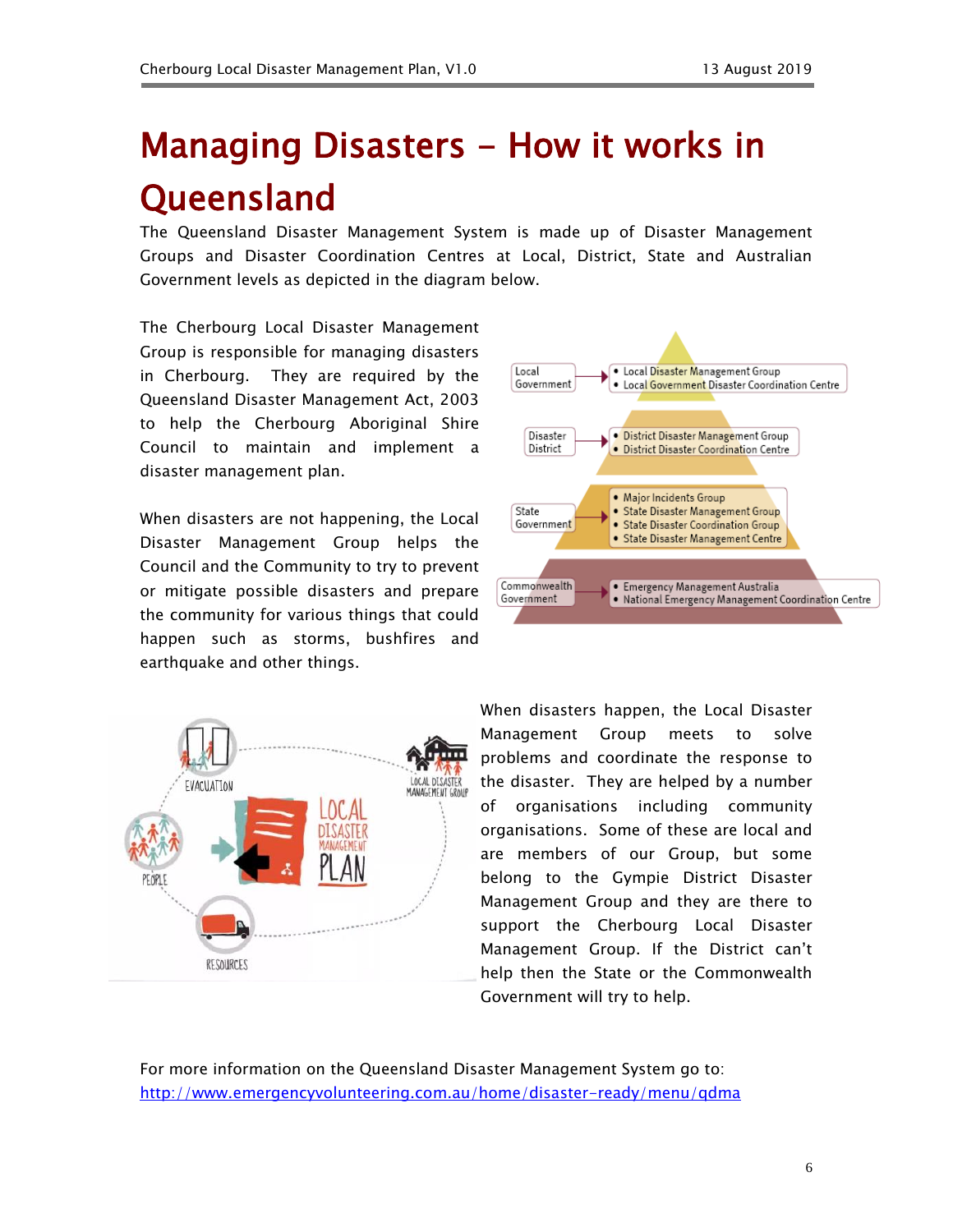# Managing Disasters – How it works in Queensland

The Queensland Disaster Management System is made up of Disaster Management Groups and Disaster Coordination Centres at Local, District, State and Australian Government levels as depicted in the diagram below.

The Cherbourg Local Disaster Management Group is responsible for managing disasters in Cherbourg. They are required by the Queensland Disaster Management Act, 2003 to help the Cherbourg Aboriginal Shire Council to maintain and implement a disaster management plan.

- Local Government
  - Local Disaster Management Group
  - Local Government Disaster Coordination Centre
- Disaster District
  - District Disaster Management Group
  - District Disaster Coordination Centre
- State Government
  - Major Incidents Group
  - State Disaster Management Group
  - State Disaster Coordination Group
  - State Disaster Management Centre
- Commonwealth Government
  - Emergency Management Australia
  - National Emergency Management Coordination Centre

When disasters are not happening, the Local Disaster Management Group helps the Council and the Community to try to prevent or mitigate possible disasters and prepare the community for various things that could happen such as storms, bushfires and earthquake and other things.

When disasters happen, the Local Disaster Management Group meets to solve problems and coordinate the response to the disaster. They are helped by a number of organisations including community organisations. Some of these are local and are members of our Group, but some belong to the Gympie District Disaster Management Group and they are there to support the Cherbourg Local Disaster Management Group. If the District can't help then the State or the Commonwealth Government will try to help.

For more information on the Queensland Disaster Management System go to: http://www.emergencyvolunteering.com.au/home/disaster-ready/menu/qdma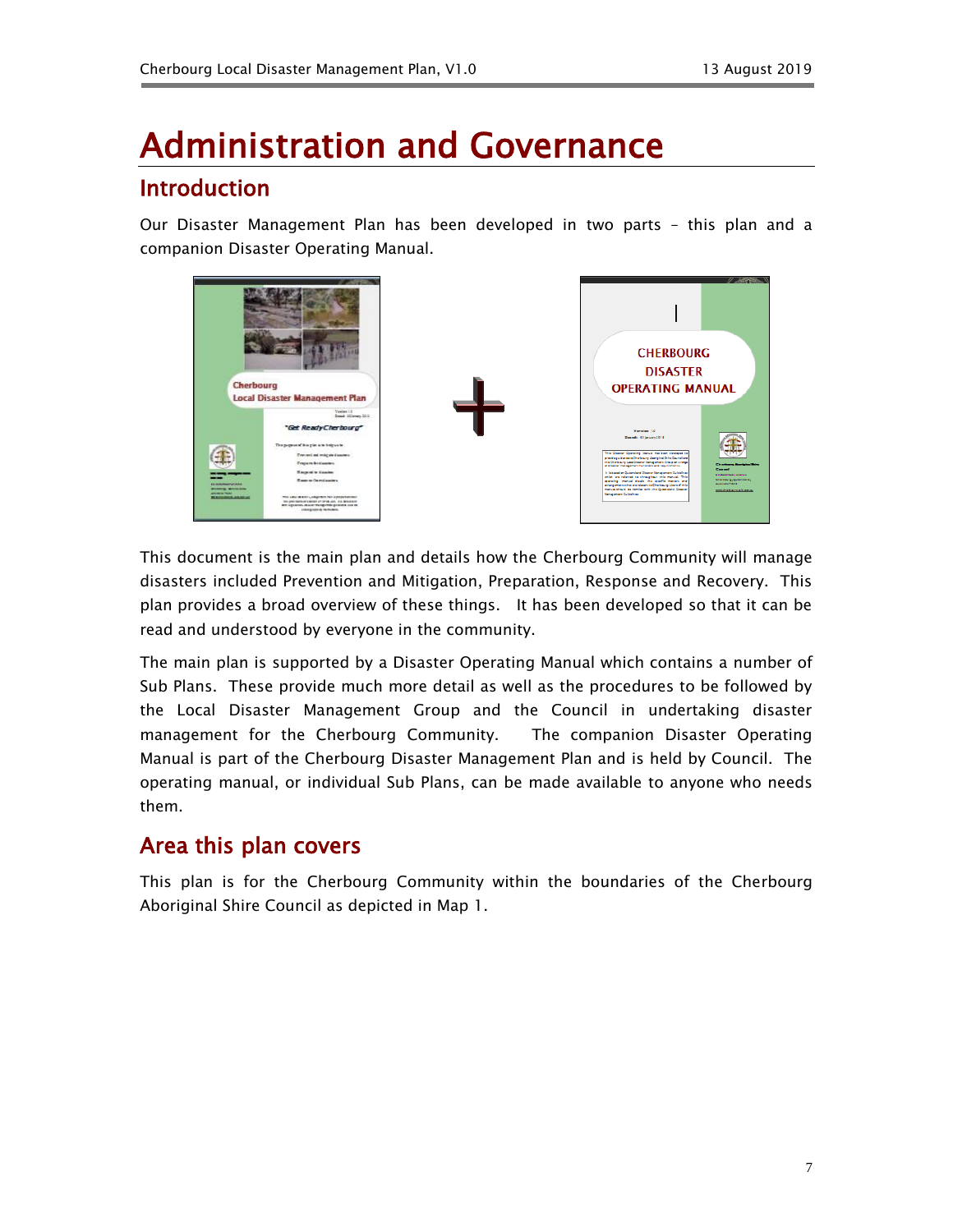# Administration and Governance

## Introduction

Our Disaster Management Plan has been developed in two parts – this plan and a companion Disaster Operating Manual.

This document is the main plan and details how the Cherbourg Community will manage disasters included Prevention and Mitigation, Preparation, Response and Recovery. This plan provides a broad overview of these things. It has been developed so that it can be read and understood by everyone in the community.

The main plan is supported by a Disaster Operating Manual which contains a number of Sub Plans. These provide much more detail as well as the procedures to be followed by the Local Disaster Management Group and the Council in undertaking disaster management for the Cherbourg Community. The companion Disaster Operating Manual is part of the Cherbourg Disaster Management Plan and is held by Council. The operating manual, or individual Sub Plans, can be made available to anyone who needs them.

## Area this plan covers

This plan is for the Cherbourg Community within the boundaries of the Cherbourg Aboriginal Shire Council as depicted in Map 1.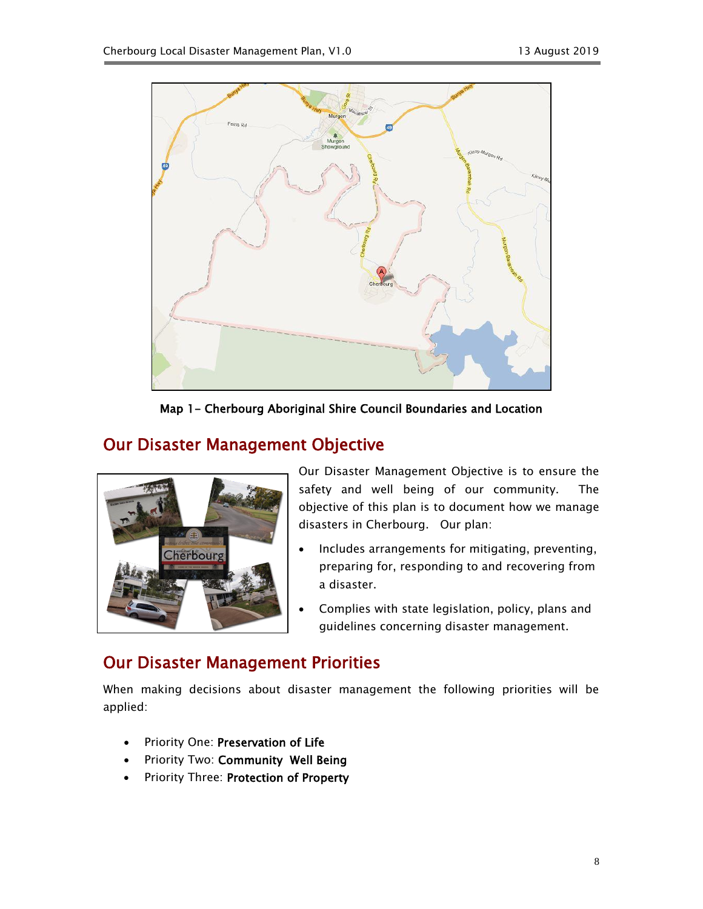Map 1- Cherbourg Aboriginal Shire Council Boundaries and Location

## Our Disaster Management Objective

Our Disaster Management Objective is to ensure the safety and well being of our community. The objective of this plan is to document how we manage disasters in Cherbourg. Our plan:

- Includes arrangements for mitigating, preventing, preparing for, responding to and recovering from a disaster.
- Complies with state legislation, policy, plans and guidelines concerning disaster management.

## Our Disaster Management Priorities

When making decisions about disaster management the following priorities will be applied:

- Priority One: **Preservation of Life**
- Priority Two: **Community Well Being**
- Priority Three: **Protection of Property**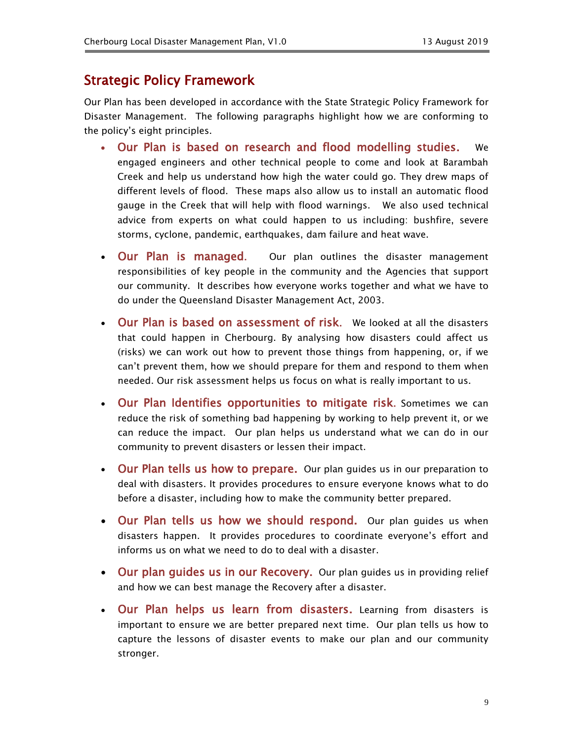## Strategic Policy Framework

Our Plan has been developed in accordance with the State Strategic Policy Framework for Disaster Management. The following paragraphs highlight how we are conforming to the policy's eight principles.

- **Our Plan is based on research and flood modelling studies.** We engaged engineers and other technical people to come and look at Barambah Creek and help us understand how high the water could go. They drew maps of different levels of flood. These maps also allow us to install an automatic flood gauge in the Creek that will help with flood warnings. We also used technical advice from experts on what could happen to us including: bushfire, severe storms, cyclone, pandemic, earthquakes, dam failure and heat wave.

- **Our Plan is managed.** Our plan outlines the disaster management responsibilities of key people in the community and the Agencies that support our community. It describes how everyone works together and what we have to do under the Queensland Disaster Management Act, 2003.

- **Our Plan is based on assessment of risk.** We looked at all the disasters that could happen in Cherbourg. By analysing how disasters could affect us (risks) we can work out how to prevent those things from happening, or, if we can't prevent them, how we should prepare for them and respond to them when needed. Our risk assessment helps us focus on what is really important to us.

- **Our Plan Identifies opportunities to mitigate risk.** Sometimes we can reduce the risk of something bad happening by working to help prevent it, or we can reduce the impact. Our plan helps us understand what we can do in our community to prevent disasters or lessen their impact.

- **Our Plan tells us how to prepare.** Our plan guides us in our preparation to deal with disasters. It provides procedures to ensure everyone knows what to do before a disaster, including how to make the community better prepared.

- **Our Plan tells us how we should respond.** Our plan guides us when disasters happen. It provides procedures to coordinate everyone's effort and informs us on what we need to do to deal with a disaster.

- **Our plan guides us in our Recovery.** Our plan guides us in providing relief and how we can best manage the Recovery after a disaster.

- **Our Plan helps us learn from disasters.** Learning from disasters is important to ensure we are better prepared next time. Our plan tells us how to capture the lessons of disaster events to make our plan and our community stronger.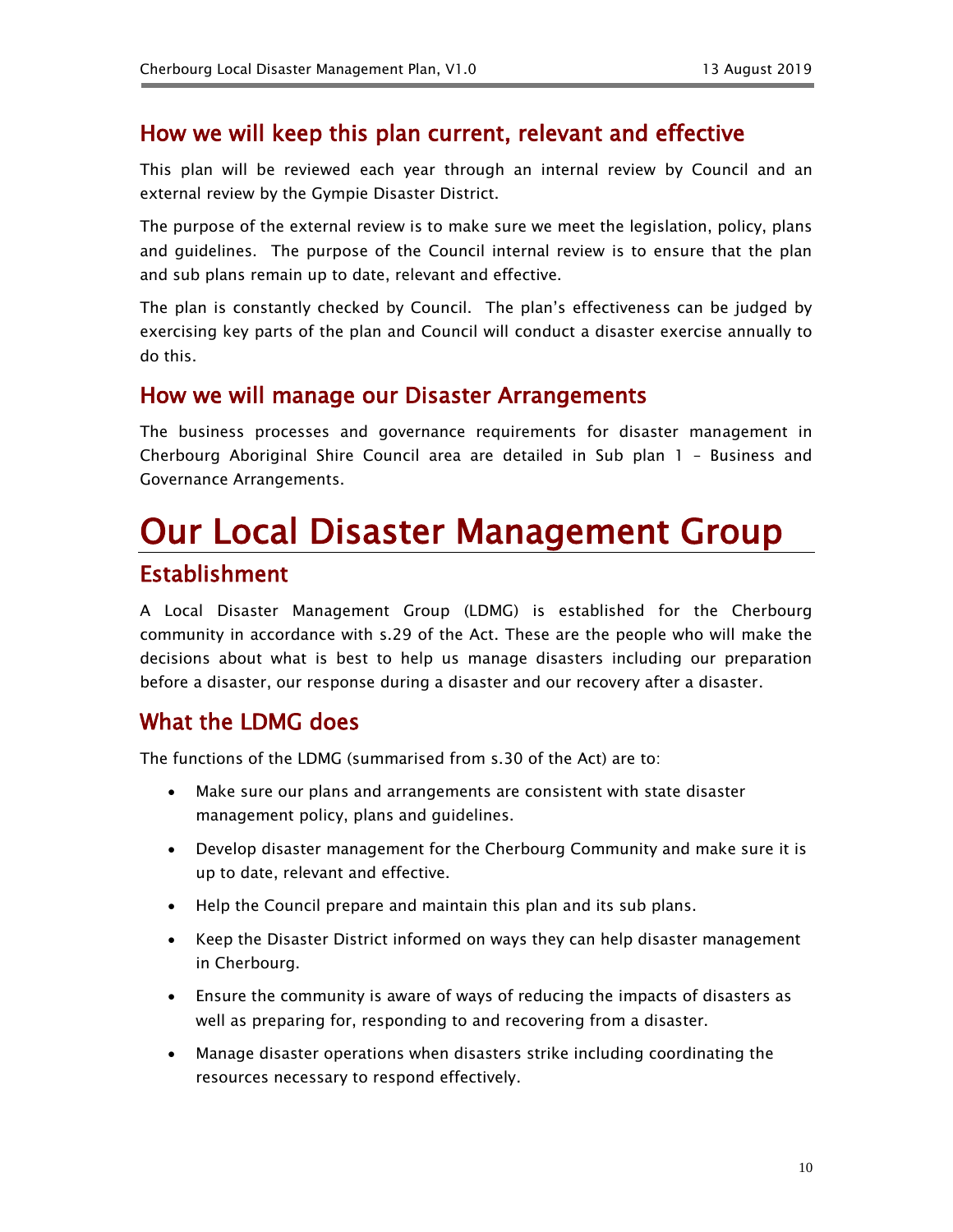## How we will keep this plan current, relevant and effective

This plan will be reviewed each year through an internal review by Council and an external review by the Gympie Disaster District.

The purpose of the external review is to make sure we meet the legislation, policy, plans and guidelines. The purpose of the Council internal review is to ensure that the plan and sub plans remain up to date, relevant and effective.

The plan is constantly checked by Council. The plan's effectiveness can be judged by exercising key parts of the plan and Council will conduct a disaster exercise annually to do this.

## How we will manage our Disaster Arrangements

The business processes and governance requirements for disaster management in Cherbourg Aboriginal Shire Council area are detailed in Sub plan 1 – Business and Governance Arrangements.

# Our Local Disaster Management Group

## Establishment

A Local Disaster Management Group (LDMG) is established for the Cherbourg community in accordance with s.29 of the Act. These are the people who will make the decisions about what is best to help us manage disasters including our preparation before a disaster, our response during a disaster and our recovery after a disaster.

## What the LDMG does

The functions of the LDMG (summarised from s.30 of the Act) are to:

- Make sure our plans and arrangements are consistent with state disaster management policy, plans and guidelines.
- Develop disaster management for the Cherbourg Community and make sure it is up to date, relevant and effective.
- Help the Council prepare and maintain this plan and its sub plans.
- Keep the Disaster District informed on ways they can help disaster management in Cherbourg.
- Ensure the community is aware of ways of reducing the impacts of disasters as well as preparing for, responding to and recovering from a disaster.
- Manage disaster operations when disasters strike including coordinating the resources necessary to respond effectively.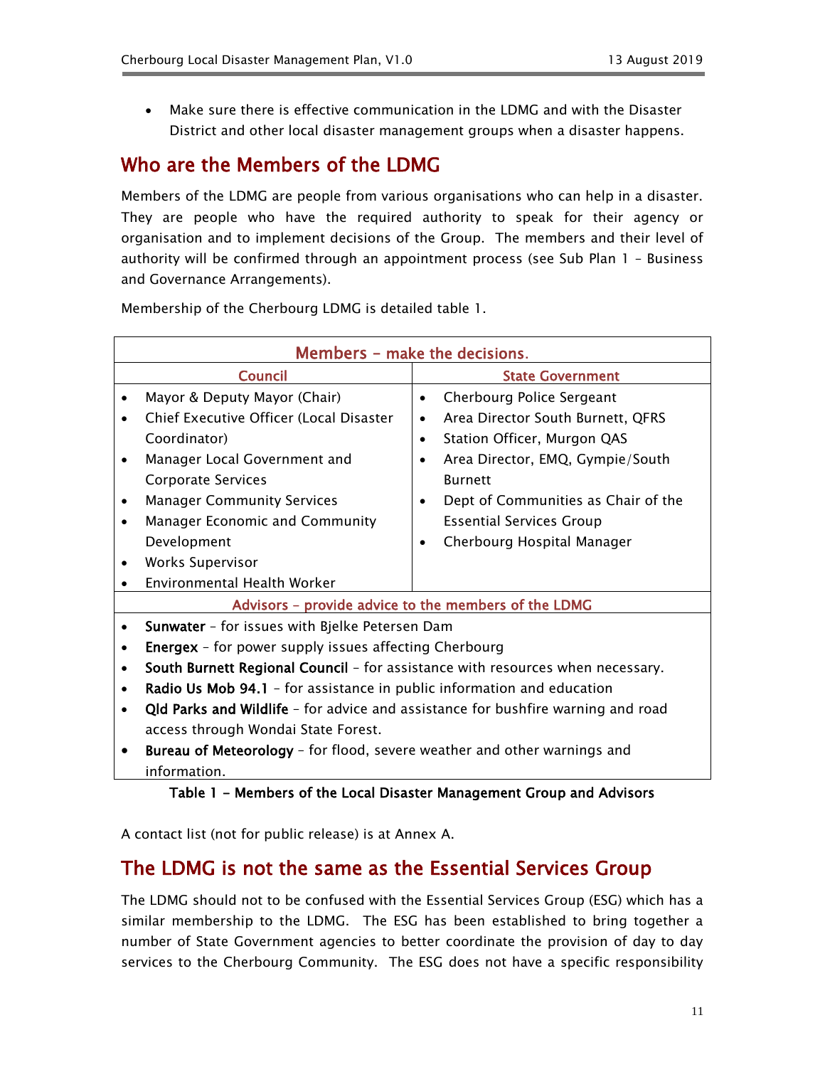- Make sure there is effective communication in the LDMG and with the Disaster District and other local disaster management groups when a disaster happens.

## Who are the Members of the LDMG

Members of the LDMG are people from various organisations who can help in a disaster. They are people who have the required authority to speak for their agency or organisation and to implement decisions of the Group. The members and their level of authority will be confirmed through an appointment process (see Sub Plan 1 – Business and Governance Arrangements).

Membership of the Cherbourg LDMG is detailed table 1.

| Members – make the decisions. | |
|---|---|
| **Council** | **State Government** |
| • Mayor & Deputy Mayor (Chair)<br>• Chief Executive Officer (Local Disaster Coordinator)<br>• Manager Local Government and Corporate Services<br>• Manager Community Services<br>• Manager Economic and Community Development<br>• Works Supervisor<br>• Environmental Health Worker | • Cherbourg Police Sergeant<br>• Area Director South Burnett, QFRS<br>• Station Officer, Murgon QAS<br>• Area Director, EMQ, Gympie/South Burnett<br>• Dept of Communities as Chair of the Essential Services Group<br>• Cherbourg Hospital Manager |
| **Advisors – provide advice to the members of the LDMG** | |
| • **Sunwater** – for issues with Bjelke Petersen Dam<br>• **Energex** – for power supply issues affecting Cherbourg<br>• **South Burnett Regional Council** – for assistance with resources when necessary.<br>• **Radio Us Mob 94.1** – for assistance in public information and education<br>• **Qld Parks and Wildlife** – for advice and assistance for bushfire warning and road access through Wondai State Forest.<br>• **Bureau of Meteorology** – for flood, severe weather and other warnings and information. | |

**Table 1 - Members of the Local Disaster Management Group and Advisors**

A contact list (not for public release) is at Annex A.

## The LDMG is not the same as the Essential Services Group

The LDMG should not to be confused with the Essential Services Group (ESG) which has a similar membership to the LDMG. The ESG has been established to bring together a number of State Government agencies to better coordinate the provision of day to day services to the Cherbourg Community. The ESG does not have a specific responsibility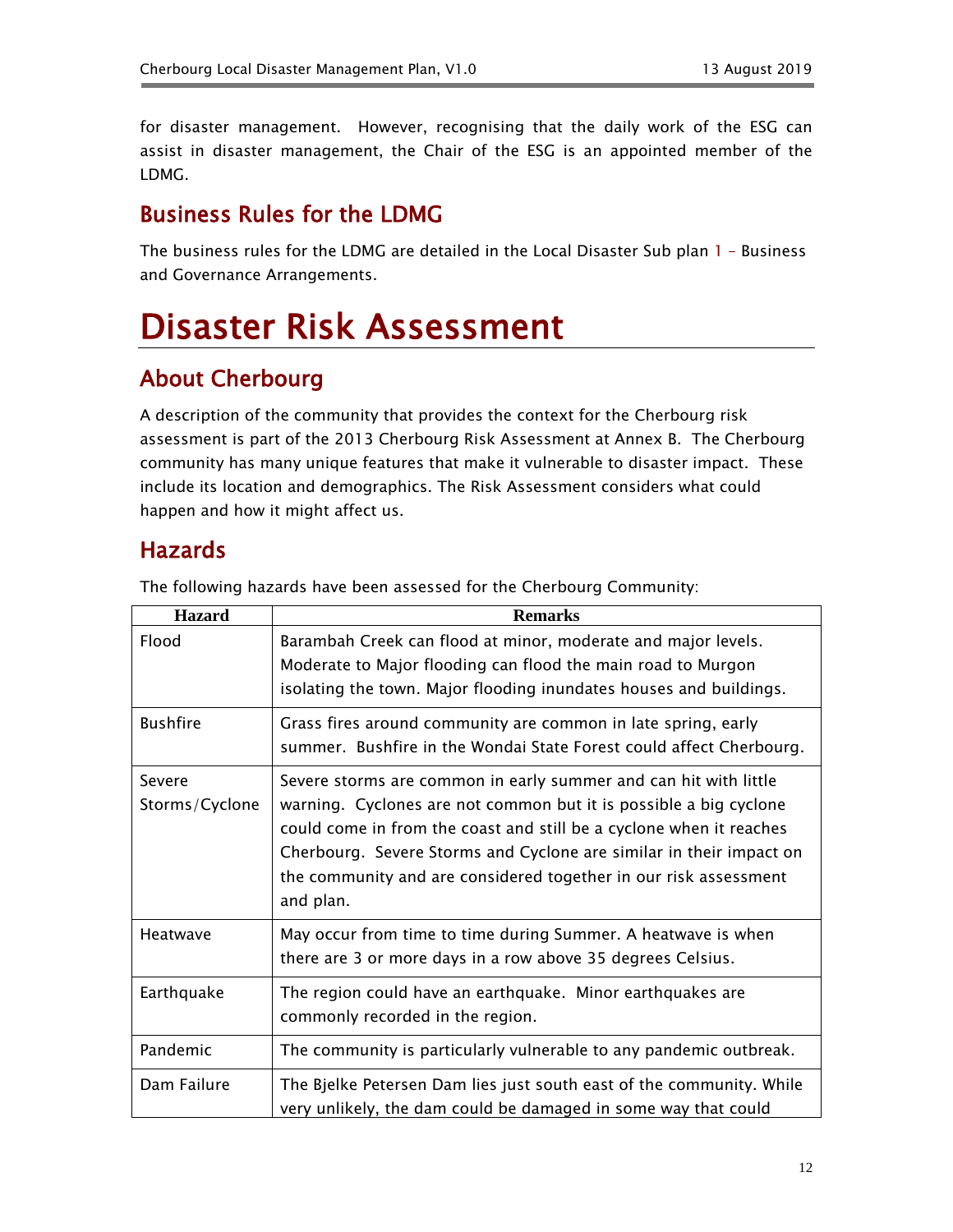for disaster management. However, recognising that the daily work of the ESG can assist in disaster management, the Chair of the ESG is an appointed member of the LDMG.

## Business Rules for the LDMG

The business rules for the LDMG are detailed in the Local Disaster Sub plan 1 – Business and Governance Arrangements.

# Disaster Risk Assessment

## About Cherbourg

A description of the community that provides the context for the Cherbourg risk assessment is part of the 2013 Cherbourg Risk Assessment at Annex B. The Cherbourg community has many unique features that make it vulnerable to disaster impact. These include its location and demographics. The Risk Assessment considers what could happen and how it might affect us.

## Hazards

The following hazards have been assessed for the Cherbourg Community:

| Hazard | Remarks |
|---|---|
| Flood | Barambah Creek can flood at minor, moderate and major levels. Moderate to Major flooding can flood the main road to Murgon isolating the town. Major flooding inundates houses and buildings. |
| Bushfire | Grass fires around community are common in late spring, early summer. Bushfire in the Wondai State Forest could affect Cherbourg. |
| Severe Storms/Cyclone | Severe storms are common in early summer and can hit with little warning. Cyclones are not common but it is possible a big cyclone could come in from the coast and still be a cyclone when it reaches Cherbourg. Severe Storms and Cyclone are similar in their impact on the community and are considered together in our risk assessment and plan. |
| Heatwave | May occur from time to time during Summer. A heatwave is when there are 3 or more days in a row above 35 degrees Celsius. |
| Earthquake | The region could have an earthquake. Minor earthquakes are commonly recorded in the region. |
| Pandemic | The community is particularly vulnerable to any pandemic outbreak. |
| Dam Failure | The Bjelke Petersen Dam lies just south east of the community. While very unlikely, the dam could be damaged in some way that could |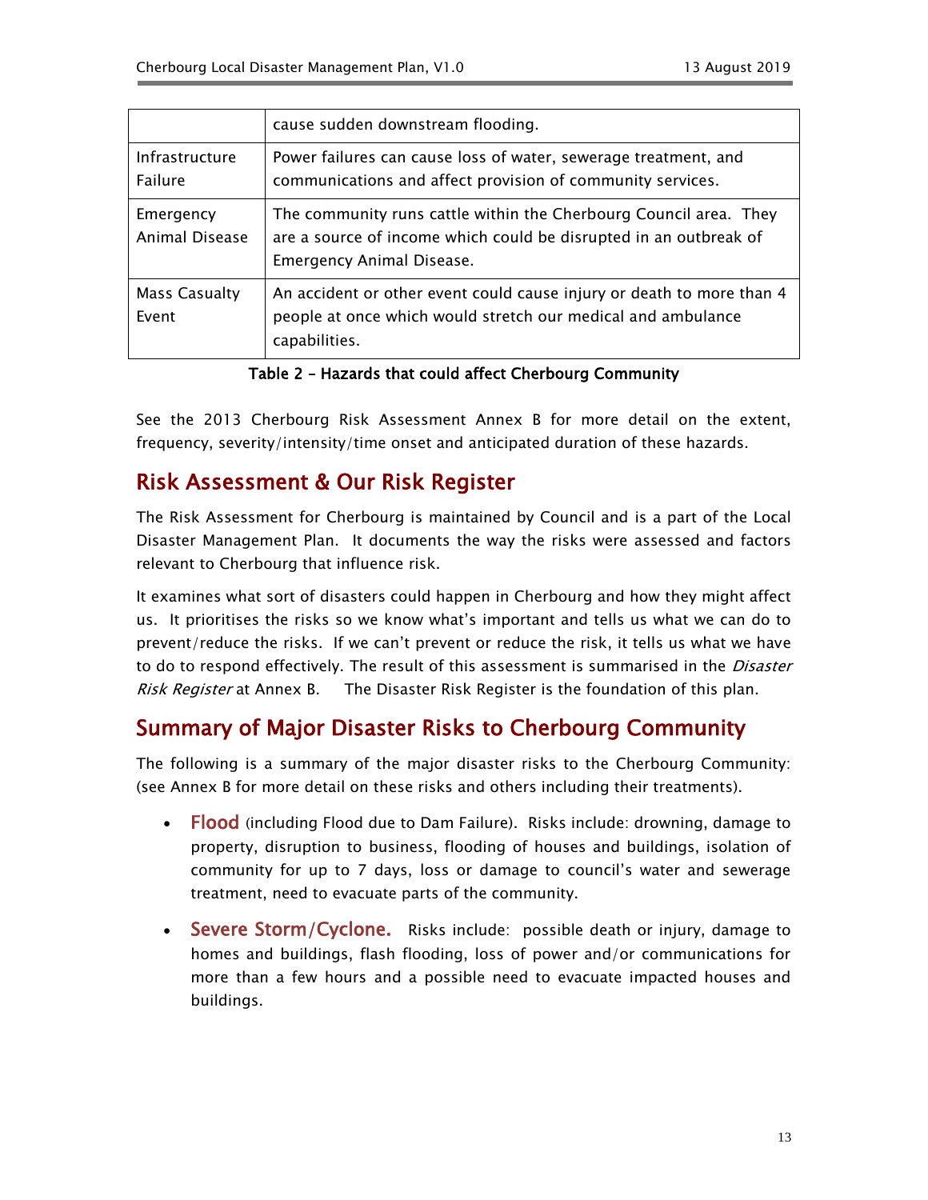| | |
|---|---|
| | cause sudden downstream flooding. |
| Infrastructure Failure | Power failures can cause loss of water, sewerage treatment, and communications and affect provision of community services. |
| Emergency Animal Disease | The community runs cattle within the Cherbourg Council area. They are a source of income which could be disrupted in an outbreak of Emergency Animal Disease. |
| Mass Casualty Event | An accident or other event could cause injury or death to more than 4 people at once which would stretch our medical and ambulance capabilities. |

**Table 2 – Hazards that could affect Cherbourg Community**

See the 2013 Cherbourg Risk Assessment Annex B for more detail on the extent, frequency, severity/intensity/time onset and anticipated duration of these hazards.

## Risk Assessment & Our Risk Register

The Risk Assessment for Cherbourg is maintained by Council and is a part of the Local Disaster Management Plan. It documents the way the risks were assessed and factors relevant to Cherbourg that influence risk.

It examines what sort of disasters could happen in Cherbourg and how they might affect us. It prioritises the risks so we know what's important and tells us what we can do to prevent/reduce the risks. If we can't prevent or reduce the risk, it tells us what we have to do to respond effectively. The result of this assessment is summarised in the *Disaster Risk Register* at Annex B. The Disaster Risk Register is the foundation of this plan.

## Summary of Major Disaster Risks to Cherbourg Community

The following is a summary of the major disaster risks to the Cherbourg Community: (see Annex B for more detail on these risks and others including their treatments).

- **Flood** (including Flood due to Dam Failure). Risks include: drowning, damage to property, disruption to business, flooding of houses and buildings, isolation of community for up to 7 days, loss or damage to council's water and sewerage treatment, need to evacuate parts of the community.
- **Severe Storm/Cyclone.** Risks include: possible death or injury, damage to homes and buildings, flash flooding, loss of power and/or communications for more than a few hours and a possible need to evacuate impacted houses and buildings.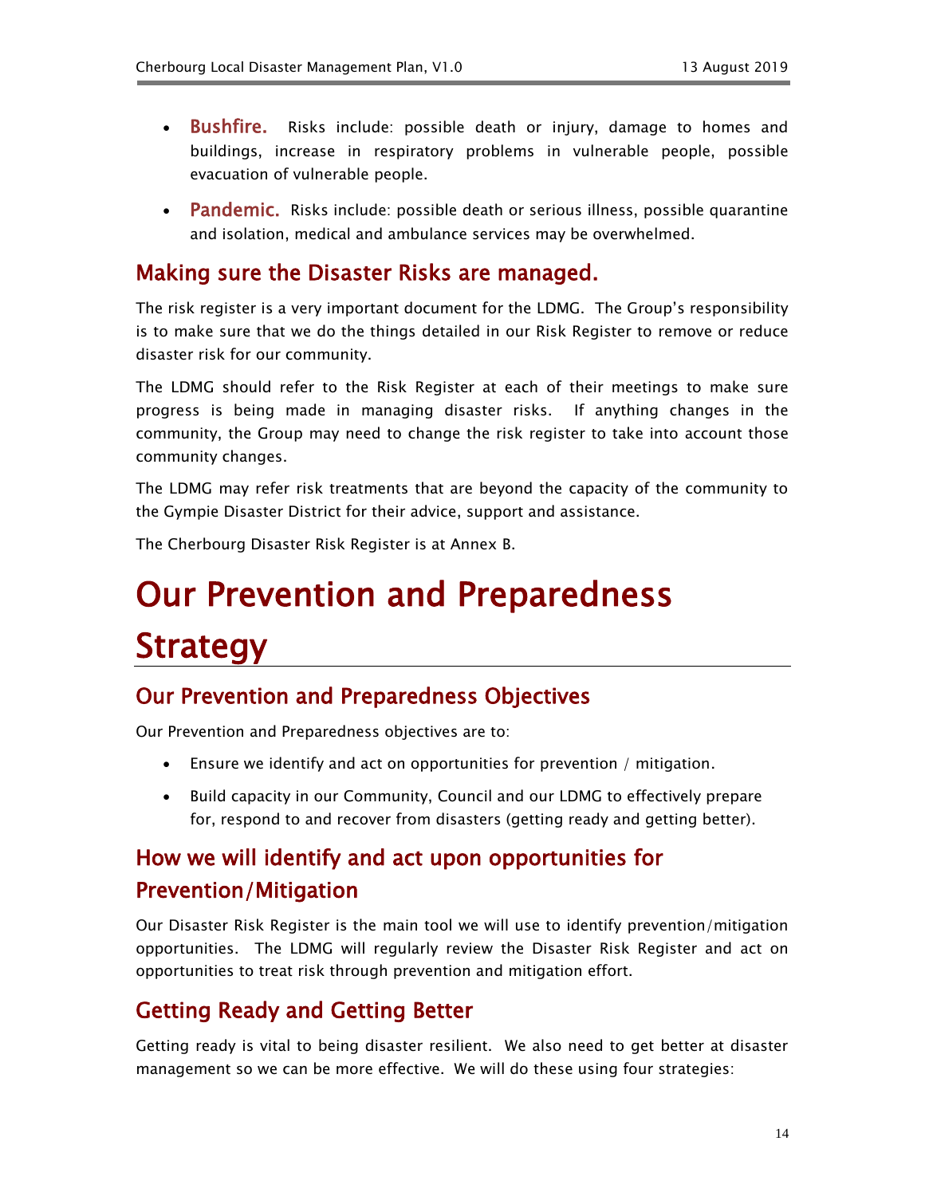- **Bushfire.** Risks include: possible death or injury, damage to homes and buildings, increase in respiratory problems in vulnerable people, possible evacuation of vulnerable people.
- **Pandemic.** Risks include: possible death or serious illness, possible quarantine and isolation, medical and ambulance services may be overwhelmed.

## Making sure the Disaster Risks are managed.

The risk register is a very important document for the LDMG. The Group's responsibility is to make sure that we do the things detailed in our Risk Register to remove or reduce disaster risk for our community.

The LDMG should refer to the Risk Register at each of their meetings to make sure progress is being made in managing disaster risks. If anything changes in the community, the Group may need to change the risk register to take into account those community changes.

The LDMG may refer risk treatments that are beyond the capacity of the community to the Gympie Disaster District for their advice, support and assistance.

The Cherbourg Disaster Risk Register is at Annex B.

# Our Prevention and Preparedness Strategy

## Our Prevention and Preparedness Objectives

Our Prevention and Preparedness objectives are to:

- Ensure we identify and act on opportunities for prevention / mitigation.
- Build capacity in our Community, Council and our LDMG to effectively prepare for, respond to and recover from disasters (getting ready and getting better).

## How we will identify and act upon opportunities for Prevention/Mitigation

Our Disaster Risk Register is the main tool we will use to identify prevention/mitigation opportunities. The LDMG will regularly review the Disaster Risk Register and act on opportunities to treat risk through prevention and mitigation effort.

## Getting Ready and Getting Better

Getting ready is vital to being disaster resilient. We also need to get better at disaster management so we can be more effective. We will do these using four strategies: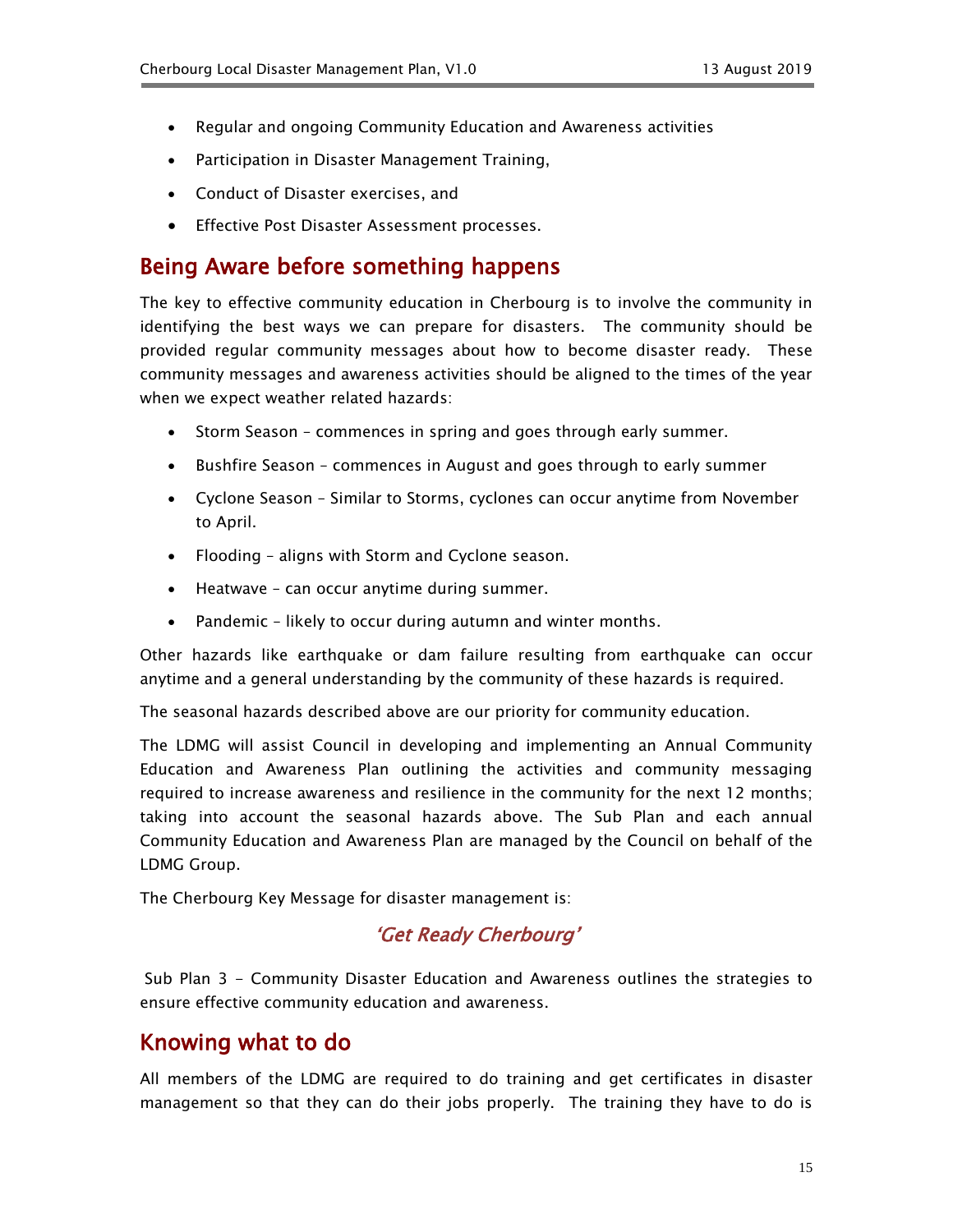- Regular and ongoing Community Education and Awareness activities
- Participation in Disaster Management Training,
- Conduct of Disaster exercises, and
- Effective Post Disaster Assessment processes.

## Being Aware before something happens

The key to effective community education in Cherbourg is to involve the community in identifying the best ways we can prepare for disasters. The community should be provided regular community messages about how to become disaster ready. These community messages and awareness activities should be aligned to the times of the year when we expect weather related hazards:

- Storm Season – commences in spring and goes through early summer.
- Bushfire Season – commences in August and goes through to early summer
- Cyclone Season – Similar to Storms, cyclones can occur anytime from November to April.
- Flooding – aligns with Storm and Cyclone season.
- Heatwave – can occur anytime during summer.
- Pandemic – likely to occur during autumn and winter months.

Other hazards like earthquake or dam failure resulting from earthquake can occur anytime and a general understanding by the community of these hazards is required.

The seasonal hazards described above are our priority for community education.

The LDMG will assist Council in developing and implementing an Annual Community Education and Awareness Plan outlining the activities and community messaging required to increase awareness and resilience in the community for the next 12 months; taking into account the seasonal hazards above. The Sub Plan and each annual Community Education and Awareness Plan are managed by the Council on behalf of the LDMG Group.

The Cherbourg Key Message for disaster management is:

*'Get Ready Cherbourg'*

Sub Plan 3 - Community Disaster Education and Awareness outlines the strategies to ensure effective community education and awareness.

## Knowing what to do

All members of the LDMG are required to do training and get certificates in disaster management so that they can do their jobs properly. The training they have to do is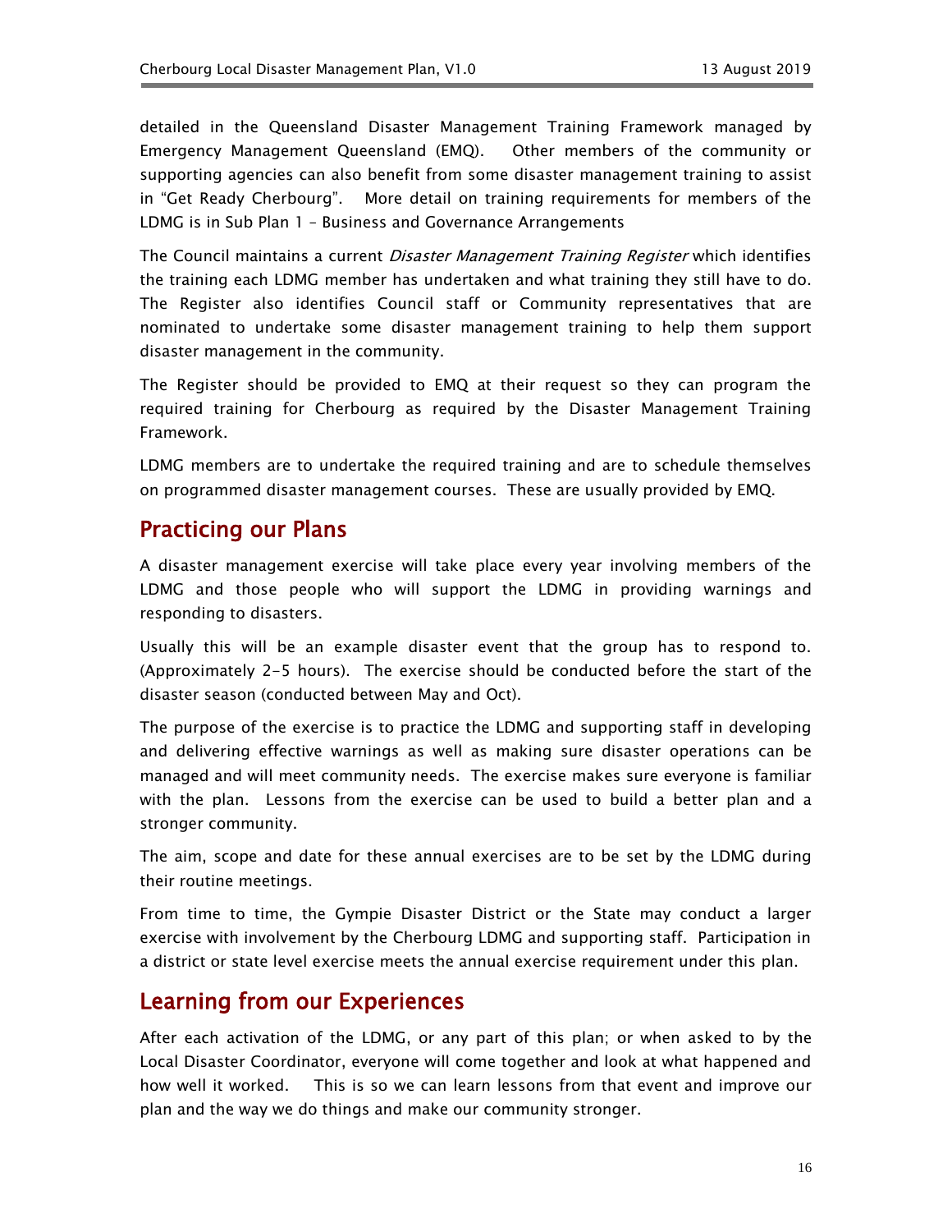detailed in the Queensland Disaster Management Training Framework managed by Emergency Management Queensland (EMQ). Other members of the community or supporting agencies can also benefit from some disaster management training to assist in "Get Ready Cherbourg". More detail on training requirements for members of the LDMG is in Sub Plan 1 – Business and Governance Arrangements

The Council maintains a current *Disaster Management Training Register* which identifies the training each LDMG member has undertaken and what training they still have to do. The Register also identifies Council staff or Community representatives that are nominated to undertake some disaster management training to help them support disaster management in the community.

The Register should be provided to EMQ at their request so they can program the required training for Cherbourg as required by the Disaster Management Training Framework.

LDMG members are to undertake the required training and are to schedule themselves on programmed disaster management courses. These are usually provided by EMQ.

## Practicing our Plans

A disaster management exercise will take place every year involving members of the LDMG and those people who will support the LDMG in providing warnings and responding to disasters.

Usually this will be an example disaster event that the group has to respond to. (Approximately 2-5 hours). The exercise should be conducted before the start of the disaster season (conducted between May and Oct).

The purpose of the exercise is to practice the LDMG and supporting staff in developing and delivering effective warnings as well as making sure disaster operations can be managed and will meet community needs. The exercise makes sure everyone is familiar with the plan. Lessons from the exercise can be used to build a better plan and a stronger community.

The aim, scope and date for these annual exercises are to be set by the LDMG during their routine meetings.

From time to time, the Gympie Disaster District or the State may conduct a larger exercise with involvement by the Cherbourg LDMG and supporting staff. Participation in a district or state level exercise meets the annual exercise requirement under this plan.

## Learning from our Experiences

After each activation of the LDMG, or any part of this plan; or when asked to by the Local Disaster Coordinator, everyone will come together and look at what happened and how well it worked. This is so we can learn lessons from that event and improve our plan and the way we do things and make our community stronger.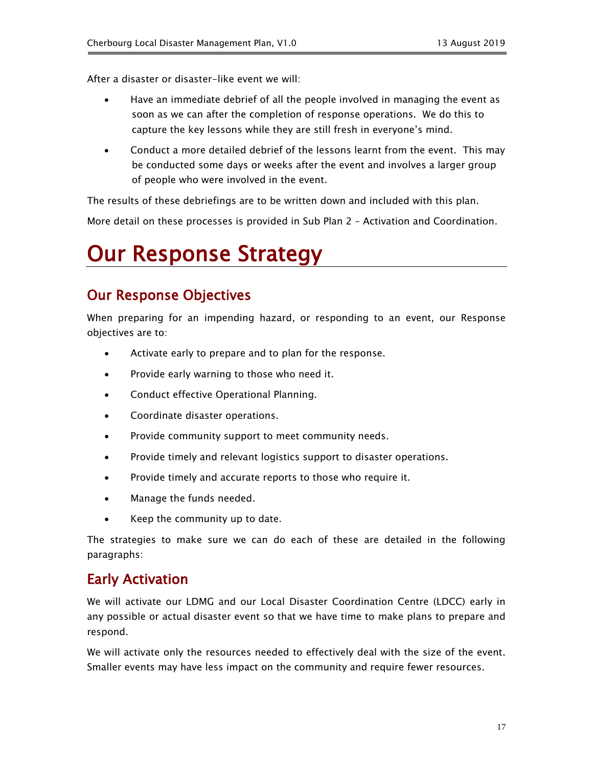After a disaster or disaster-like event we will:

- Have an immediate debrief of all the people involved in managing the event as soon as we can after the completion of response operations. We do this to capture the key lessons while they are still fresh in everyone's mind.
- Conduct a more detailed debrief of the lessons learnt from the event. This may be conducted some days or weeks after the event and involves a larger group of people who were involved in the event.

The results of these debriefings are to be written down and included with this plan.

More detail on these processes is provided in Sub Plan 2 – Activation and Coordination.

# Our Response Strategy

## Our Response Objectives

When preparing for an impending hazard, or responding to an event, our Response objectives are to:

- Activate early to prepare and to plan for the response.
- Provide early warning to those who need it.
- Conduct effective Operational Planning.
- Coordinate disaster operations.
- Provide community support to meet community needs.
- Provide timely and relevant logistics support to disaster operations.
- Provide timely and accurate reports to those who require it.
- Manage the funds needed.
- Keep the community up to date.

The strategies to make sure we can do each of these are detailed in the following paragraphs:

## Early Activation

We will activate our LDMG and our Local Disaster Coordination Centre (LDCC) early in any possible or actual disaster event so that we have time to make plans to prepare and respond.

We will activate only the resources needed to effectively deal with the size of the event. Smaller events may have less impact on the community and require fewer resources.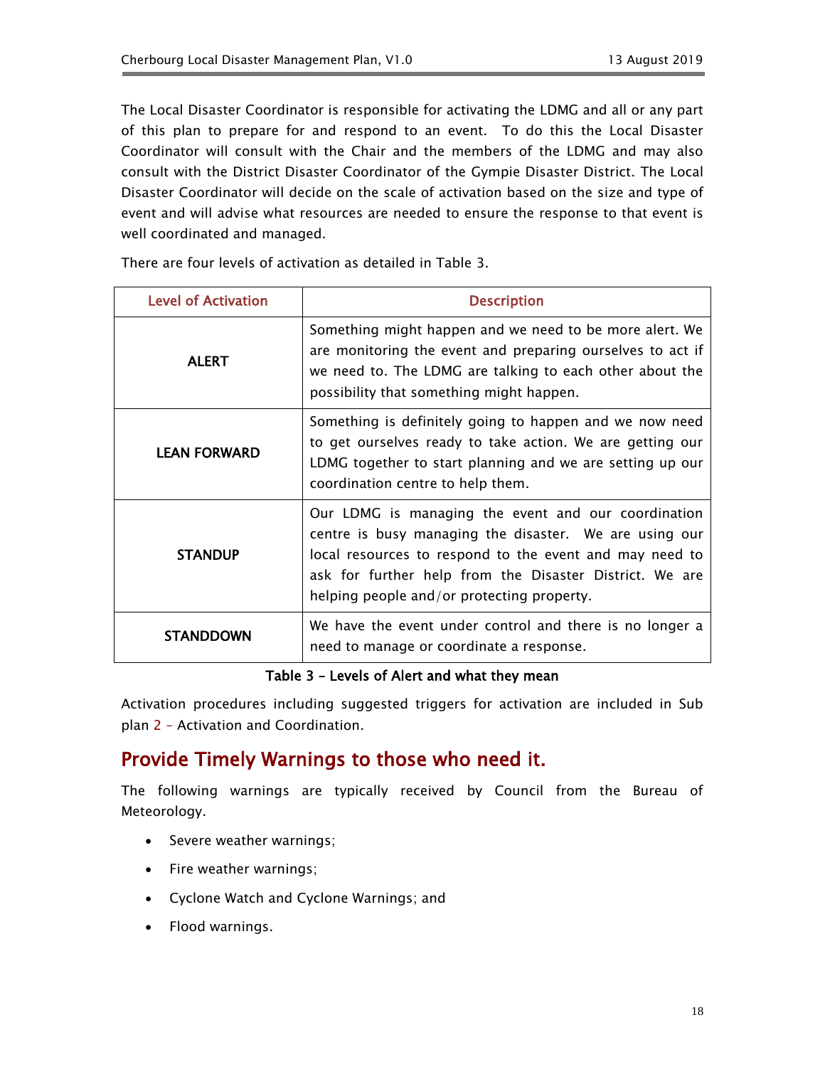The Local Disaster Coordinator is responsible for activating the LDMG and all or any part of this plan to prepare for and respond to an event. To do this the Local Disaster Coordinator will consult with the Chair and the members of the LDMG and may also consult with the District Disaster Coordinator of the Gympie Disaster District. The Local Disaster Coordinator will decide on the scale of activation based on the size and type of event and will advise what resources are needed to ensure the response to that event is well coordinated and managed.

There are four levels of activation as detailed in Table 3.

| Level of Activation | Description |
|---|---|
| **ALERT** | Something might happen and we need to be more alert. We are monitoring the event and preparing ourselves to act if we need to. The LDMG are talking to each other about the possibility that something might happen. |
| **LEAN FORWARD** | Something is definitely going to happen and we now need to get ourselves ready to take action. We are getting our LDMG together to start planning and we are setting up our coordination centre to help them. |
| **STANDUP** | Our LDMG is managing the event and our coordination centre is busy managing the disaster. We are using our local resources to respond to the event and may need to ask for further help from the Disaster District. We are helping people and/or protecting property. |
| **STANDDOWN** | We have the event under control and there is no longer a need to manage or coordinate a response. |

**Table 3 - Levels of Alert and what they mean**

Activation procedures including suggested triggers for activation are included in Sub plan 2 - Activation and Coordination.

## Provide Timely Warnings to those who need it.

The following warnings are typically received by Council from the Bureau of Meteorology.

- Severe weather warnings;
- Fire weather warnings;
- Cyclone Watch and Cyclone Warnings; and
- Flood warnings.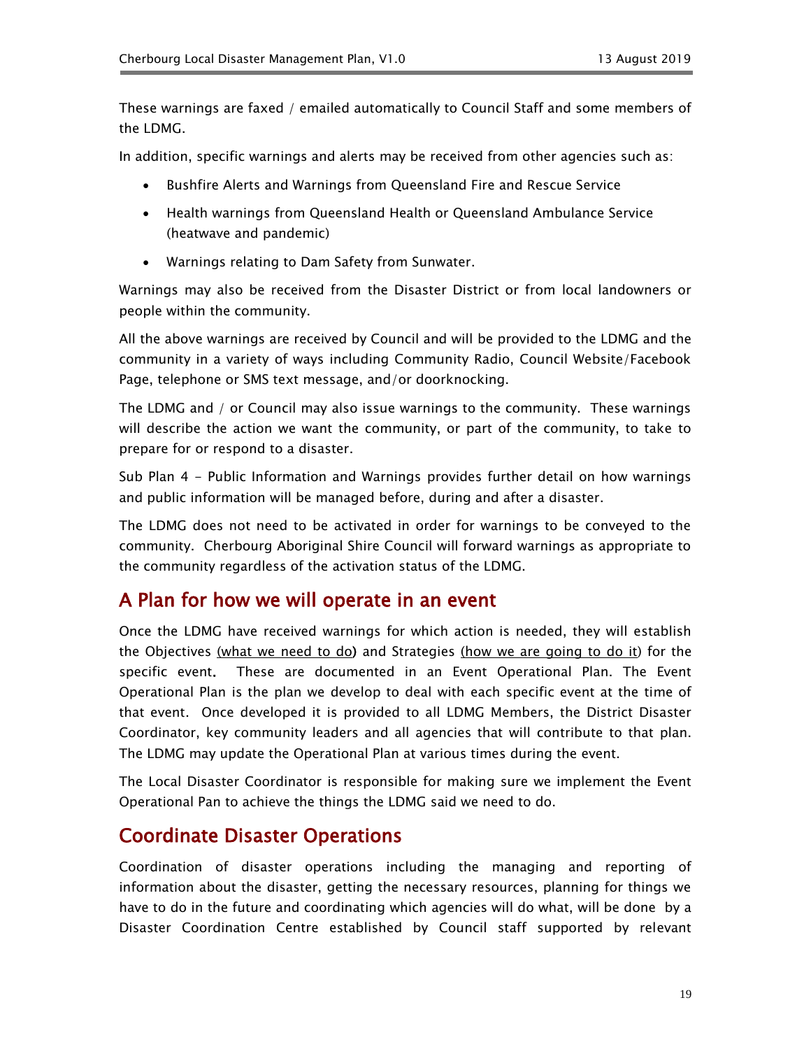These warnings are faxed / emailed automatically to Council Staff and some members of the LDMG.

In addition, specific warnings and alerts may be received from other agencies such as:

- Bushfire Alerts and Warnings from Queensland Fire and Rescue Service
- Health warnings from Queensland Health or Queensland Ambulance Service (heatwave and pandemic)
- Warnings relating to Dam Safety from Sunwater.

Warnings may also be received from the Disaster District or from local landowners or people within the community.

All the above warnings are received by Council and will be provided to the LDMG and the community in a variety of ways including Community Radio, Council Website/Facebook Page, telephone or SMS text message, and/or doorknocking.

The LDMG and / or Council may also issue warnings to the community. These warnings will describe the action we want the community, or part of the community, to take to prepare for or respond to a disaster.

Sub Plan 4 - Public Information and Warnings provides further detail on how warnings and public information will be managed before, during and after a disaster.

The LDMG does not need to be activated in order for warnings to be conveyed to the community. Cherbourg Aboriginal Shire Council will forward warnings as appropriate to the community regardless of the activation status of the LDMG.

## A Plan for how we will operate in an event

Once the LDMG have received warnings for which action is needed, they will establish the Objectives (what we need to do**)** and Strategies (how we are going to do it) for the specific event**.** These are documented in an Event Operational Plan. The Event Operational Plan is the plan we develop to deal with each specific event at the time of that event. Once developed it is provided to all LDMG Members, the District Disaster Coordinator, key community leaders and all agencies that will contribute to that plan. The LDMG may update the Operational Plan at various times during the event.

The Local Disaster Coordinator is responsible for making sure we implement the Event Operational Pan to achieve the things the LDMG said we need to do.

## Coordinate Disaster Operations

Coordination of disaster operations including the managing and reporting of information about the disaster, getting the necessary resources, planning for things we have to do in the future and coordinating which agencies will do what, will be done by a Disaster Coordination Centre established by Council staff supported by relevant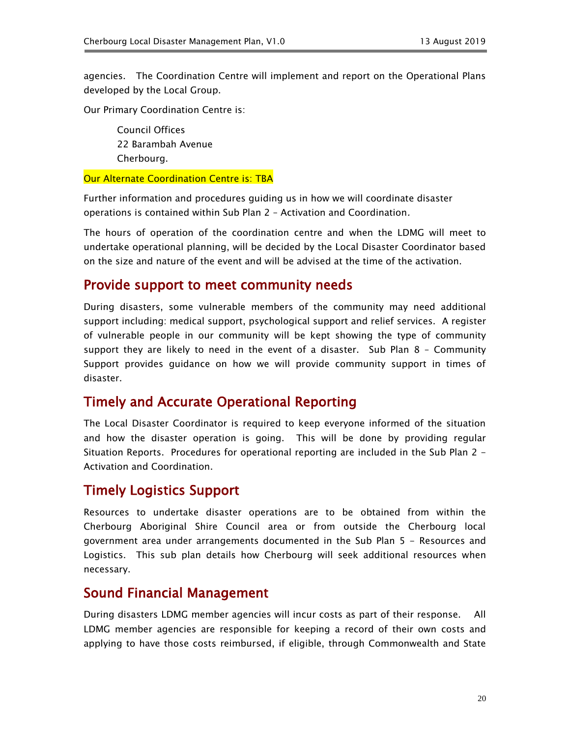agencies. The Coordination Centre will implement and report on the Operational Plans developed by the Local Group.

Our Primary Coordination Centre is:

> Council Offices
> 22 Barambah Avenue
> Cherbourg.

Our Alternate Coordination Centre is: TBA

Further information and procedures guiding us in how we will coordinate disaster operations is contained within Sub Plan 2 – Activation and Coordination.

The hours of operation of the coordination centre and when the LDMG will meet to undertake operational planning, will be decided by the Local Disaster Coordinator based on the size and nature of the event and will be advised at the time of the activation.

## Provide support to meet community needs

During disasters, some vulnerable members of the community may need additional support including: medical support, psychological support and relief services. A register of vulnerable people in our community will be kept showing the type of community support they are likely to need in the event of a disaster. Sub Plan 8 – Community Support provides guidance on how we will provide community support in times of disaster.

## Timely and Accurate Operational Reporting

The Local Disaster Coordinator is required to keep everyone informed of the situation and how the disaster operation is going. This will be done by providing regular Situation Reports. Procedures for operational reporting are included in the Sub Plan 2 – Activation and Coordination.

## Timely Logistics Support

Resources to undertake disaster operations are to be obtained from within the Cherbourg Aboriginal Shire Council area or from outside the Cherbourg local government area under arrangements documented in the Sub Plan 5 – Resources and Logistics. This sub plan details how Cherbourg will seek additional resources when necessary.

## Sound Financial Management

During disasters LDMG member agencies will incur costs as part of their response. All LDMG member agencies are responsible for keeping a record of their own costs and applying to have those costs reimbursed, if eligible, through Commonwealth and State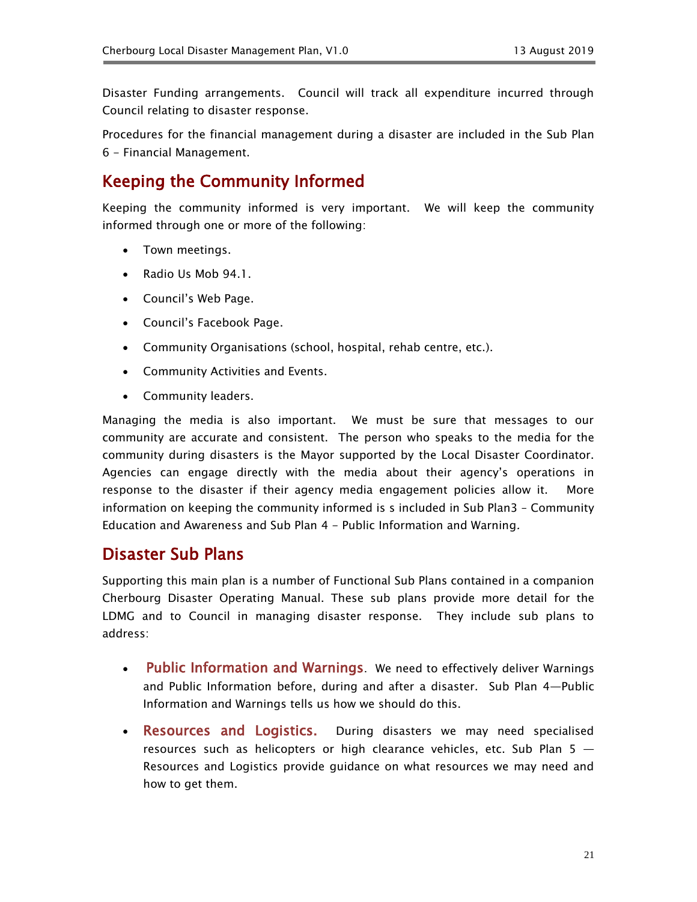Disaster Funding arrangements. Council will track all expenditure incurred through Council relating to disaster response.

Procedures for the financial management during a disaster are included in the Sub Plan 6 - Financial Management.

## Keeping the Community Informed

Keeping the community informed is very important. We will keep the community informed through one or more of the following:

- Town meetings.
- Radio Us Mob 94.1.
- Council's Web Page.
- Council's Facebook Page.
- Community Organisations (school, hospital, rehab centre, etc.).
- Community Activities and Events.
- Community leaders.

Managing the media is also important. We must be sure that messages to our community are accurate and consistent. The person who speaks to the media for the community during disasters is the Mayor supported by the Local Disaster Coordinator. Agencies can engage directly with the media about their agency's operations in response to the disaster if their agency media engagement policies allow it. More information on keeping the community informed is s included in Sub Plan3 – Community Education and Awareness and Sub Plan 4 - Public Information and Warning.

## Disaster Sub Plans

Supporting this main plan is a number of Functional Sub Plans contained in a companion Cherbourg Disaster Operating Manual. These sub plans provide more detail for the LDMG and to Council in managing disaster response. They include sub plans to address:

- **Public Information and Warnings**. We need to effectively deliver Warnings and Public Information before, during and after a disaster. Sub Plan 4—Public Information and Warnings tells us how we should do this.
- **Resources and Logistics.** During disasters we may need specialised resources such as helicopters or high clearance vehicles, etc. Sub Plan 5 — Resources and Logistics provide guidance on what resources we may need and how to get them.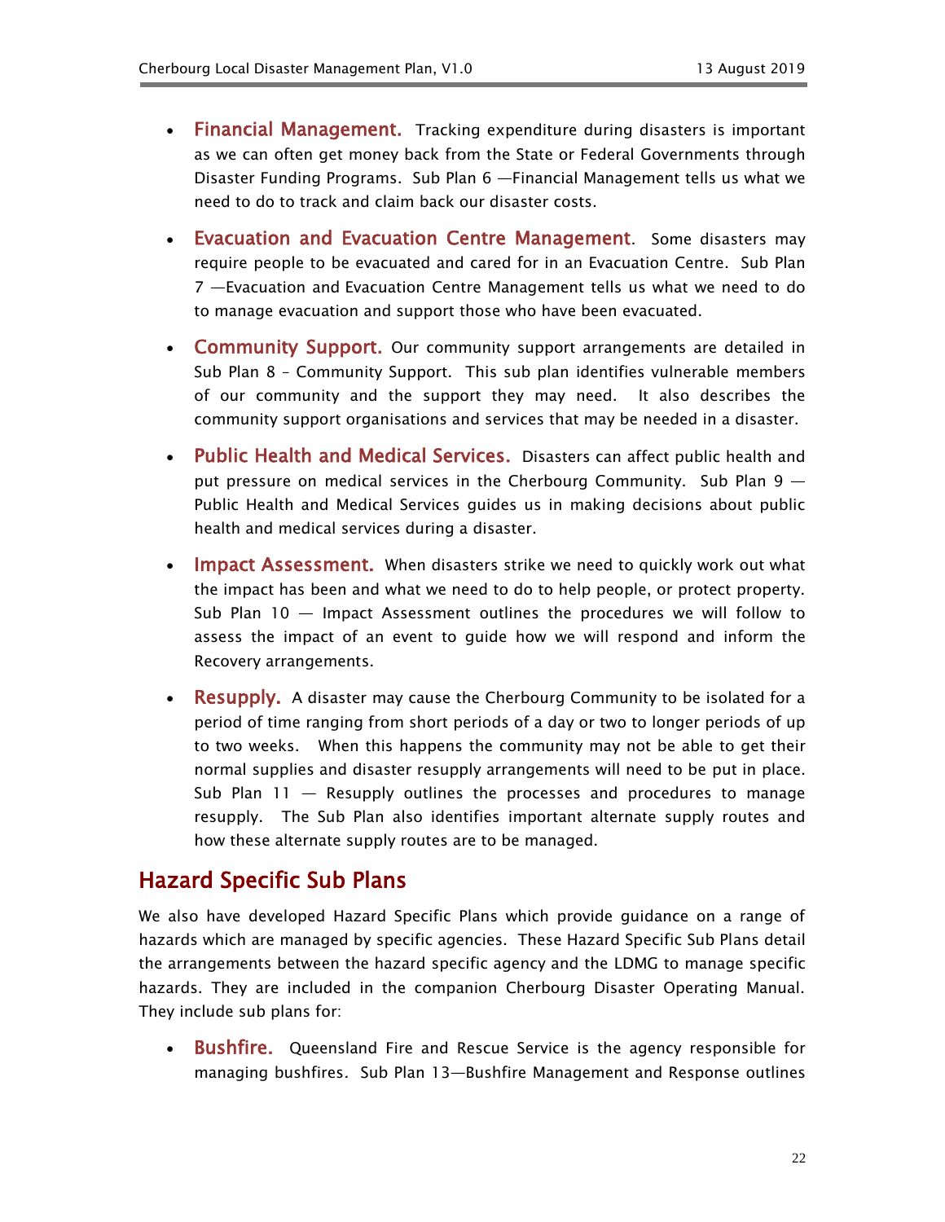- **Financial Management.** Tracking expenditure during disasters is important as we can often get money back from the State or Federal Governments through Disaster Funding Programs. Sub Plan 6 —Financial Management tells us what we need to do to track and claim back our disaster costs.

- **Evacuation and Evacuation Centre Management**. Some disasters may require people to be evacuated and cared for in an Evacuation Centre. Sub Plan 7 —Evacuation and Evacuation Centre Management tells us what we need to do to manage evacuation and support those who have been evacuated.

- **Community Support.** Our community support arrangements are detailed in Sub Plan 8 – Community Support. This sub plan identifies vulnerable members of our community and the support they may need. It also describes the community support organisations and services that may be needed in a disaster.

- **Public Health and Medical Services.** Disasters can affect public health and put pressure on medical services in the Cherbourg Community. Sub Plan 9 — Public Health and Medical Services guides us in making decisions about public health and medical services during a disaster.

- **Impact Assessment.** When disasters strike we need to quickly work out what the impact has been and what we need to do to help people, or protect property. Sub Plan 10 — Impact Assessment outlines the procedures we will follow to assess the impact of an event to guide how we will respond and inform the Recovery arrangements.

- **Resupply.** A disaster may cause the Cherbourg Community to be isolated for a period of time ranging from short periods of a day or two to longer periods of up to two weeks. When this happens the community may not be able to get their normal supplies and disaster resupply arrangements will need to be put in place. Sub Plan 11 — Resupply outlines the processes and procedures to manage resupply. The Sub Plan also identifies important alternate supply routes and how these alternate supply routes are to be managed.

## Hazard Specific Sub Plans

We also have developed Hazard Specific Plans which provide guidance on a range of hazards which are managed by specific agencies. These Hazard Specific Sub Plans detail the arrangements between the hazard specific agency and the LDMG to manage specific hazards. They are included in the companion Cherbourg Disaster Operating Manual. They include sub plans for:

- **Bushfire.** Queensland Fire and Rescue Service is the agency responsible for managing bushfires. Sub Plan 13—Bushfire Management and Response outlines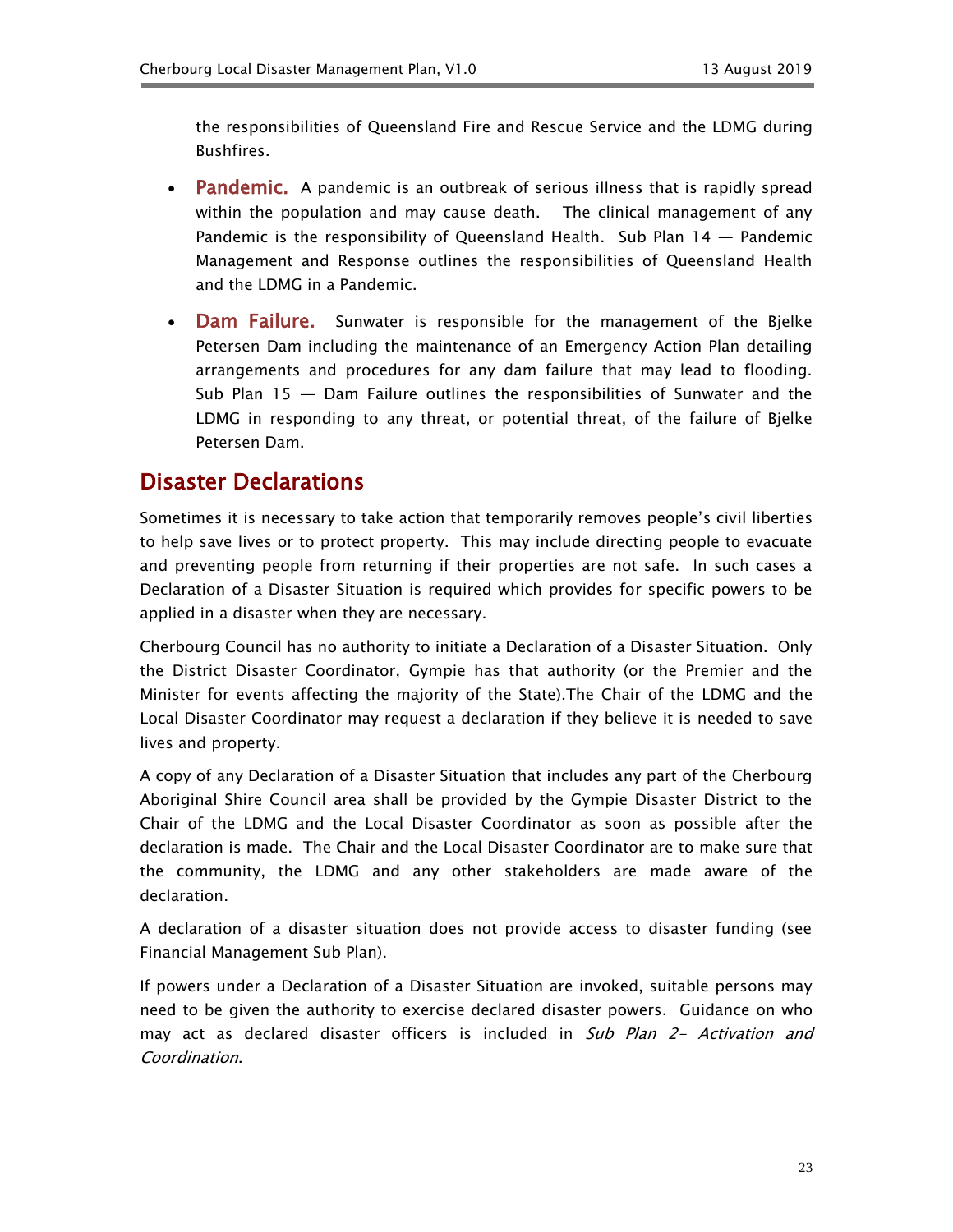the responsibilities of Queensland Fire and Rescue Service and the LDMG during Bushfires.

- **Pandemic.** A pandemic is an outbreak of serious illness that is rapidly spread within the population and may cause death. The clinical management of any Pandemic is the responsibility of Queensland Health. Sub Plan 14 — Pandemic Management and Response outlines the responsibilities of Queensland Health and the LDMG in a Pandemic.
- **Dam Failure.** Sunwater is responsible for the management of the Bjelke Petersen Dam including the maintenance of an Emergency Action Plan detailing arrangements and procedures for any dam failure that may lead to flooding. Sub Plan 15 — Dam Failure outlines the responsibilities of Sunwater and the LDMG in responding to any threat, or potential threat, of the failure of Bjelke Petersen Dam.

## Disaster Declarations

Sometimes it is necessary to take action that temporarily removes people's civil liberties to help save lives or to protect property. This may include directing people to evacuate and preventing people from returning if their properties are not safe. In such cases a Declaration of a Disaster Situation is required which provides for specific powers to be applied in a disaster when they are necessary.

Cherbourg Council has no authority to initiate a Declaration of a Disaster Situation. Only the District Disaster Coordinator, Gympie has that authority (or the Premier and the Minister for events affecting the majority of the State).The Chair of the LDMG and the Local Disaster Coordinator may request a declaration if they believe it is needed to save lives and property.

A copy of any Declaration of a Disaster Situation that includes any part of the Cherbourg Aboriginal Shire Council area shall be provided by the Gympie Disaster District to the Chair of the LDMG and the Local Disaster Coordinator as soon as possible after the declaration is made. The Chair and the Local Disaster Coordinator are to make sure that the community, the LDMG and any other stakeholders are made aware of the declaration.

A declaration of a disaster situation does not provide access to disaster funding (see Financial Management Sub Plan).

If powers under a Declaration of a Disaster Situation are invoked, suitable persons may need to be given the authority to exercise declared disaster powers. Guidance on who may act as declared disaster officers is included in *Sub Plan 2- Activation and Coordination*.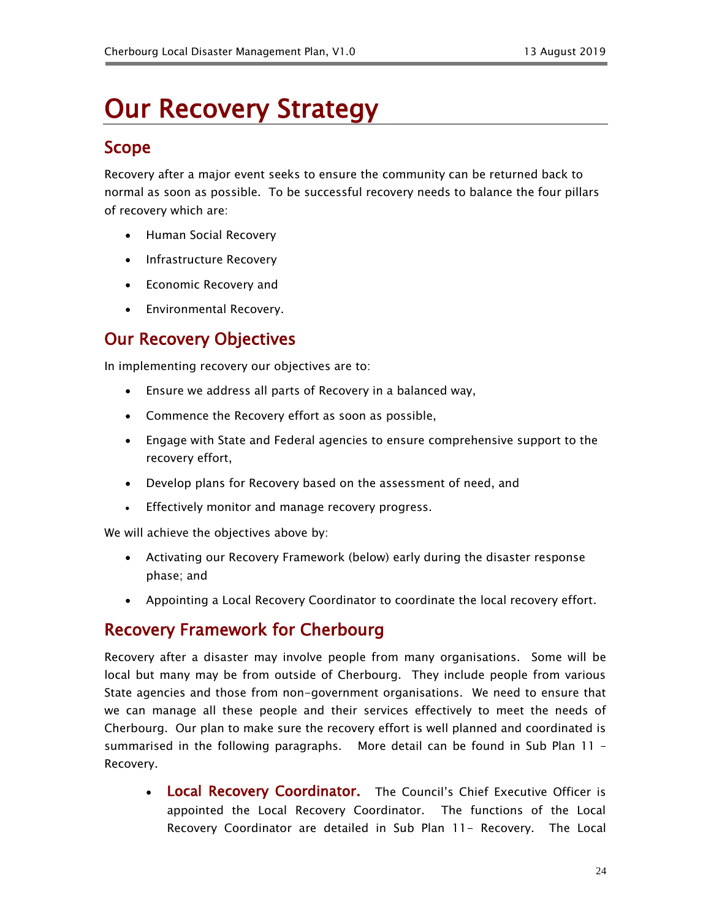# Our Recovery Strategy

## Scope

Recovery after a major event seeks to ensure the community can be returned back to normal as soon as possible. To be successful recovery needs to balance the four pillars of recovery which are:

- Human Social Recovery
- Infrastructure Recovery
- Economic Recovery and
- Environmental Recovery.

## Our Recovery Objectives

In implementing recovery our objectives are to:

- Ensure we address all parts of Recovery in a balanced way,
- Commence the Recovery effort as soon as possible,
- Engage with State and Federal agencies to ensure comprehensive support to the recovery effort,
- Develop plans for Recovery based on the assessment of need, and
- Effectively monitor and manage recovery progress.

We will achieve the objectives above by:

- Activating our Recovery Framework (below) early during the disaster response phase; and
- Appointing a Local Recovery Coordinator to coordinate the local recovery effort.

## Recovery Framework for Cherbourg

Recovery after a disaster may involve people from many organisations. Some will be local but many may be from outside of Cherbourg. They include people from various State agencies and those from non-government organisations. We need to ensure that we can manage all these people and their services effectively to meet the needs of Cherbourg. Our plan to make sure the recovery effort is well planned and coordinated is summarised in the following paragraphs. More detail can be found in Sub Plan 11 – Recovery.

- **Local Recovery Coordinator.** The Council's Chief Executive Officer is appointed the Local Recovery Coordinator. The functions of the Local Recovery Coordinator are detailed in Sub Plan 11- Recovery. The Local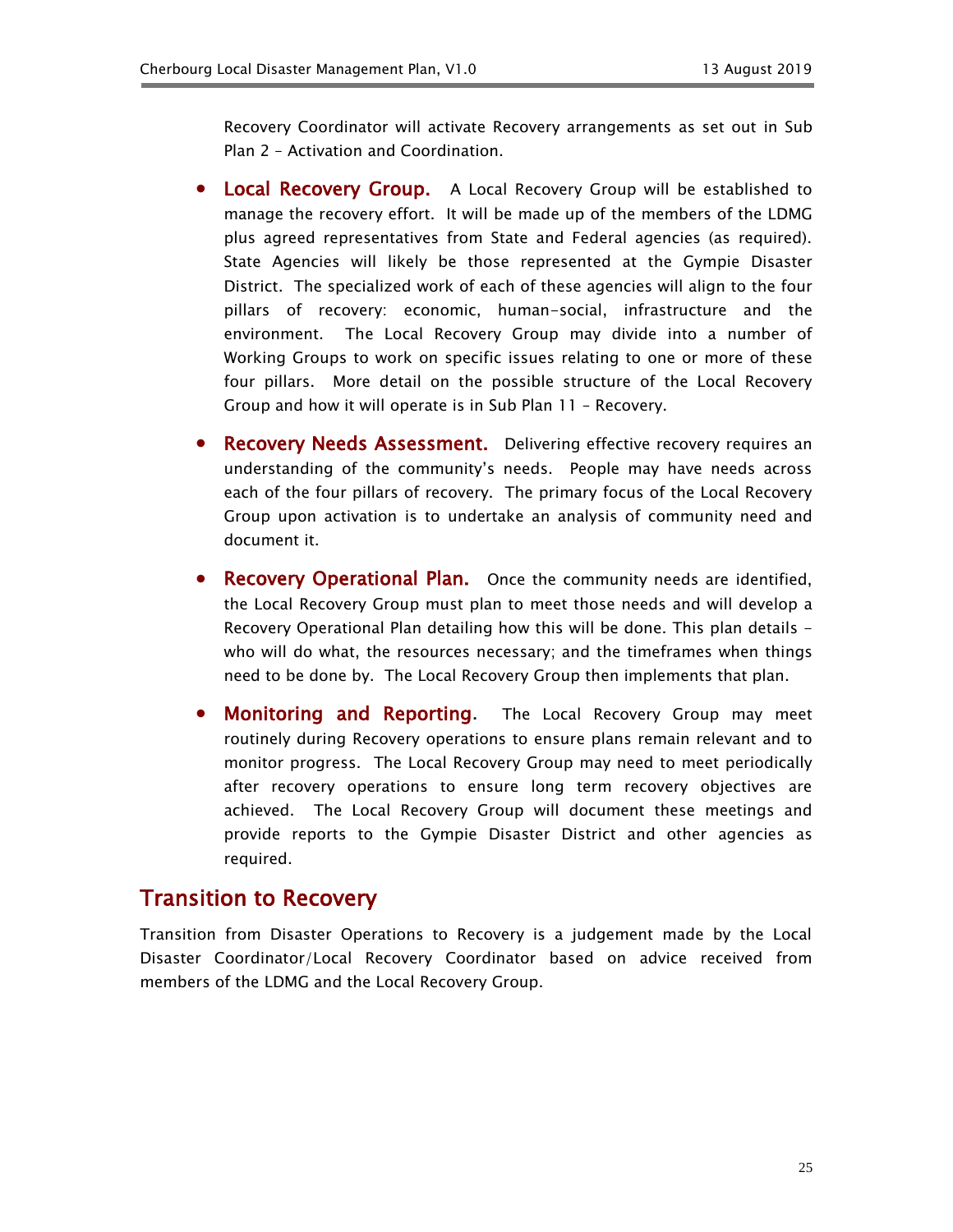Recovery Coordinator will activate Recovery arrangements as set out in Sub Plan 2 – Activation and Coordination.

- **Local Recovery Group.** A Local Recovery Group will be established to manage the recovery effort. It will be made up of the members of the LDMG plus agreed representatives from State and Federal agencies (as required). State Agencies will likely be those represented at the Gympie Disaster District. The specialized work of each of these agencies will align to the four pillars of recovery: economic, human-social, infrastructure and the environment. The Local Recovery Group may divide into a number of Working Groups to work on specific issues relating to one or more of these four pillars. More detail on the possible structure of the Local Recovery Group and how it will operate is in Sub Plan 11 – Recovery.

- **Recovery Needs Assessment.** Delivering effective recovery requires an understanding of the community's needs. People may have needs across each of the four pillars of recovery. The primary focus of the Local Recovery Group upon activation is to undertake an analysis of community need and document it.

- **Recovery Operational Plan.** Once the community needs are identified, the Local Recovery Group must plan to meet those needs and will develop a Recovery Operational Plan detailing how this will be done. This plan details – who will do what, the resources necessary; and the timeframes when things need to be done by. The Local Recovery Group then implements that plan.

- **Monitoring and Reporting.** The Local Recovery Group may meet routinely during Recovery operations to ensure plans remain relevant and to monitor progress. The Local Recovery Group may need to meet periodically after recovery operations to ensure long term recovery objectives are achieved. The Local Recovery Group will document these meetings and provide reports to the Gympie Disaster District and other agencies as required.

## Transition to Recovery

Transition from Disaster Operations to Recovery is a judgement made by the Local Disaster Coordinator/Local Recovery Coordinator based on advice received from members of the LDMG and the Local Recovery Group.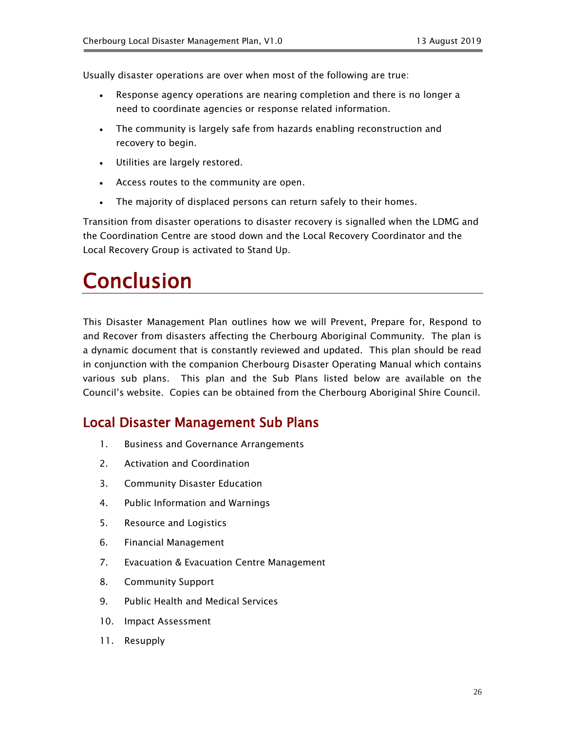Usually disaster operations are over when most of the following are true:

- Response agency operations are nearing completion and there is no longer a need to coordinate agencies or response related information.
- The community is largely safe from hazards enabling reconstruction and recovery to begin.
- Utilities are largely restored.
- Access routes to the community are open.
- The majority of displaced persons can return safely to their homes.

Transition from disaster operations to disaster recovery is signalled when the LDMG and the Coordination Centre are stood down and the Local Recovery Coordinator and the Local Recovery Group is activated to Stand Up.

# Conclusion

This Disaster Management Plan outlines how we will Prevent, Prepare for, Respond to and Recover from disasters affecting the Cherbourg Aboriginal Community. The plan is a dynamic document that is constantly reviewed and updated. This plan should be read in conjunction with the companion Cherbourg Disaster Operating Manual which contains various sub plans. This plan and the Sub Plans listed below are available on the Council's website. Copies can be obtained from the Cherbourg Aboriginal Shire Council.

## Local Disaster Management Sub Plans

1. Business and Governance Arrangements
2. Activation and Coordination
3. Community Disaster Education
4. Public Information and Warnings
5. Resource and Logistics
6. Financial Management
7. Evacuation & Evacuation Centre Management
8. Community Support
9. Public Health and Medical Services
10. Impact Assessment
11. Resupply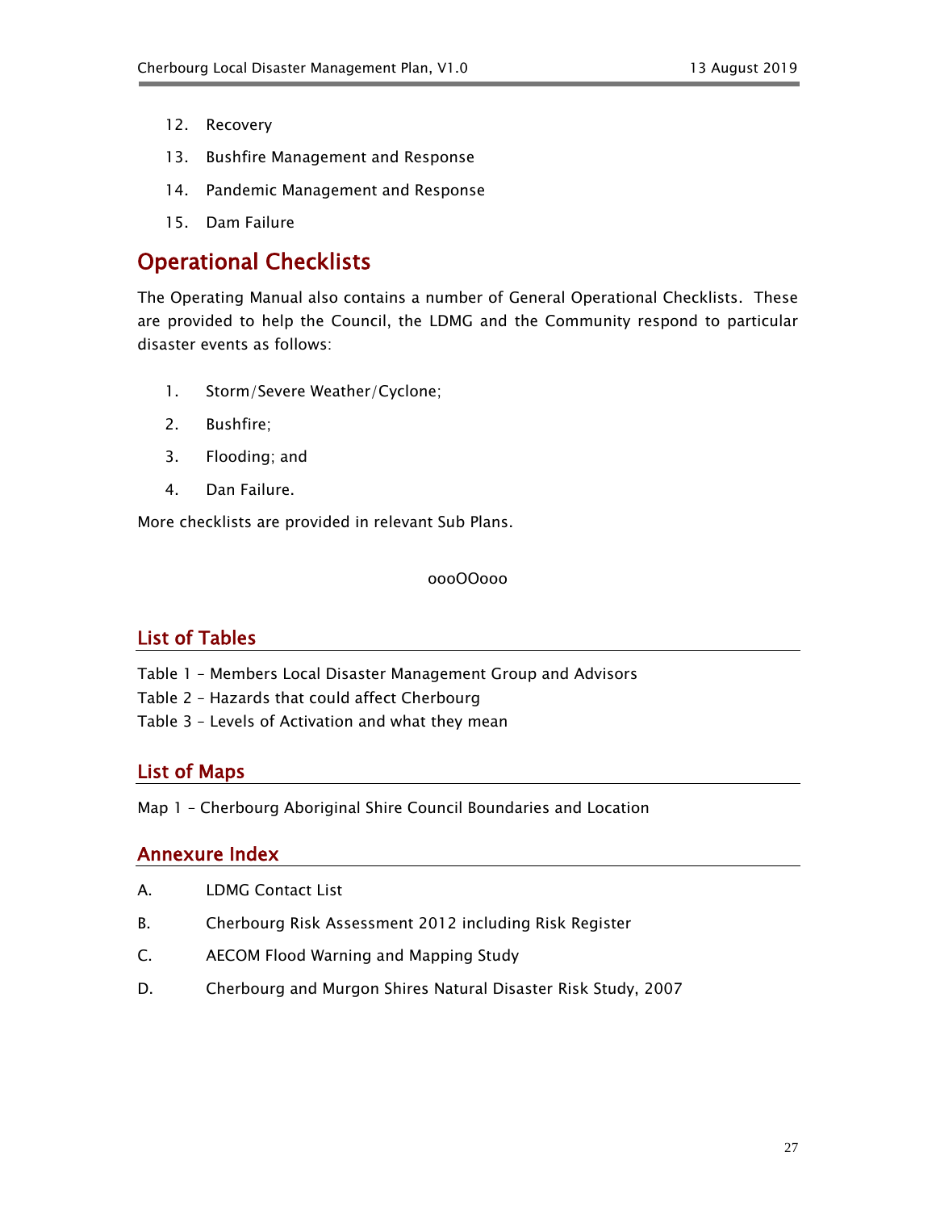12. Recovery
13. Bushfire Management and Response
14. Pandemic Management and Response
15. Dam Failure

## Operational Checklists

The Operating Manual also contains a number of General Operational Checklists. These are provided to help the Council, the LDMG and the Community respond to particular disaster events as follows:

1. Storm/Severe Weather/Cyclone;
2. Bushfire;
3. Flooding; and
4. Dan Failure.

More checklists are provided in relevant Sub Plans.

oooOOooo

## List of Tables

Table 1 – Members Local Disaster Management Group and Advisors
Table 2 – Hazards that could affect Cherbourg
Table 3 – Levels of Activation and what they mean

## List of Maps

Map 1 – Cherbourg Aboriginal Shire Council Boundaries and Location

## Annexure Index

A. LDMG Contact List

B. Cherbourg Risk Assessment 2012 including Risk Register

C. AECOM Flood Warning and Mapping Study

D. Cherbourg and Murgon Shires Natural Disaster Risk Study, 2007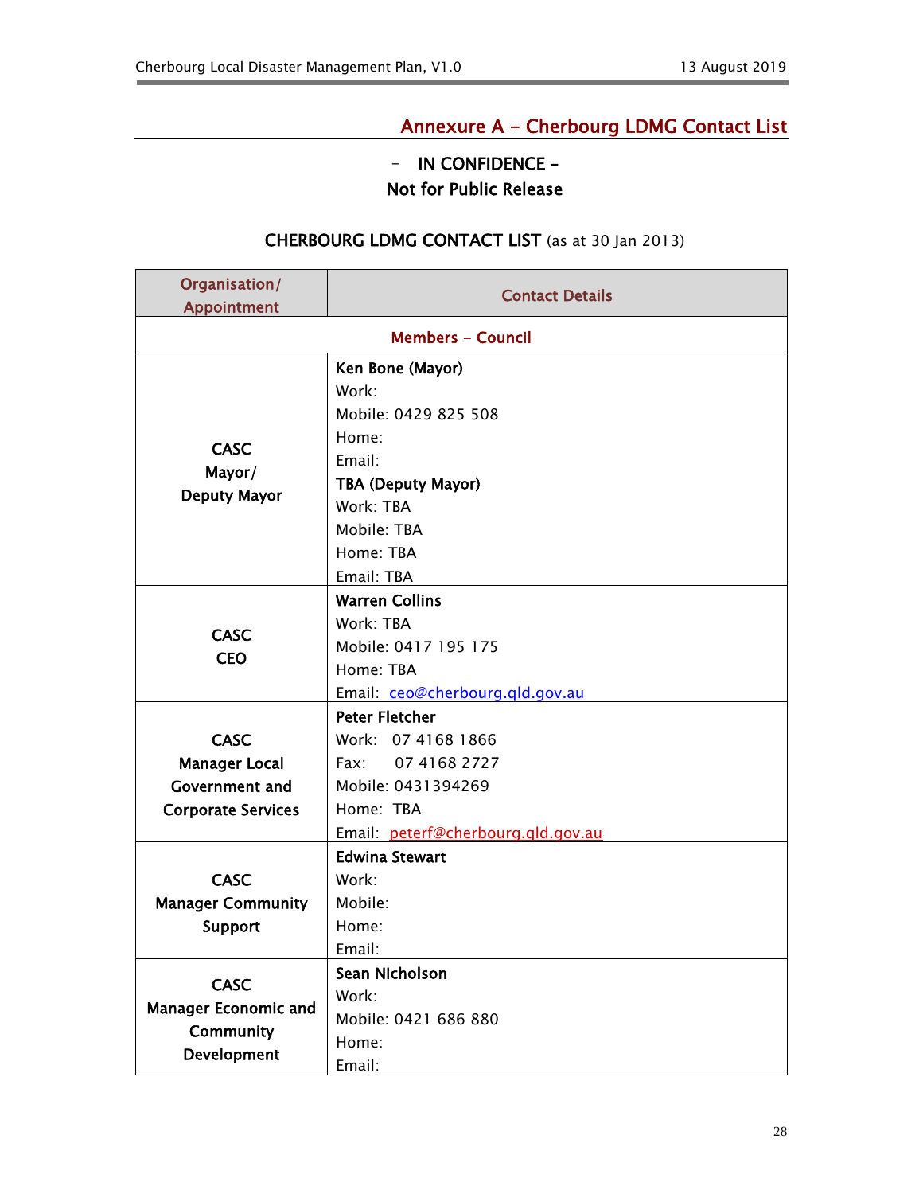## Annexure A – Cherbourg LDMG Contact List

**– IN CONFIDENCE –**
**Not for Public Release**

**CHERBOURG LDMG CONTACT LIST** (as at 30 Jan 2013)

| Organisation/ Appointment | Contact Details |
|---|---|
| **Members – Council** | |
| **CASC Mayor/ Deputy Mayor** | **Ken Bone (Mayor)**<br>Work:<br>Mobile: 0429 825 508<br>Home:<br>Email:<br>**TBA (Deputy Mayor)**<br>Work: TBA<br>Mobile: TBA<br>Home: TBA<br>Email: TBA |
| **CASC CEO** | **Warren Collins**<br>Work: TBA<br>Mobile: 0417 195 175<br>Home: TBA<br>Email: ceo@cherbourg.qld.gov.au |
| **CASC Manager Local Government and Corporate Services** | **Peter Fletcher**<br>Work: 07 4168 1866<br>Fax: 07 4168 2727<br>Mobile: 0431394269<br>Home: TBA<br>Email: peterf@cherbourg.qld.gov.au |
| **CASC Manager Community Support** | **Edwina Stewart**<br>Work:<br>Mobile:<br>Home:<br>Email: |
| **CASC Manager Economic and Community Development** | **Sean Nicholson**<br>Work:<br>Mobile: 0421 686 880<br>Home:<br>Email: |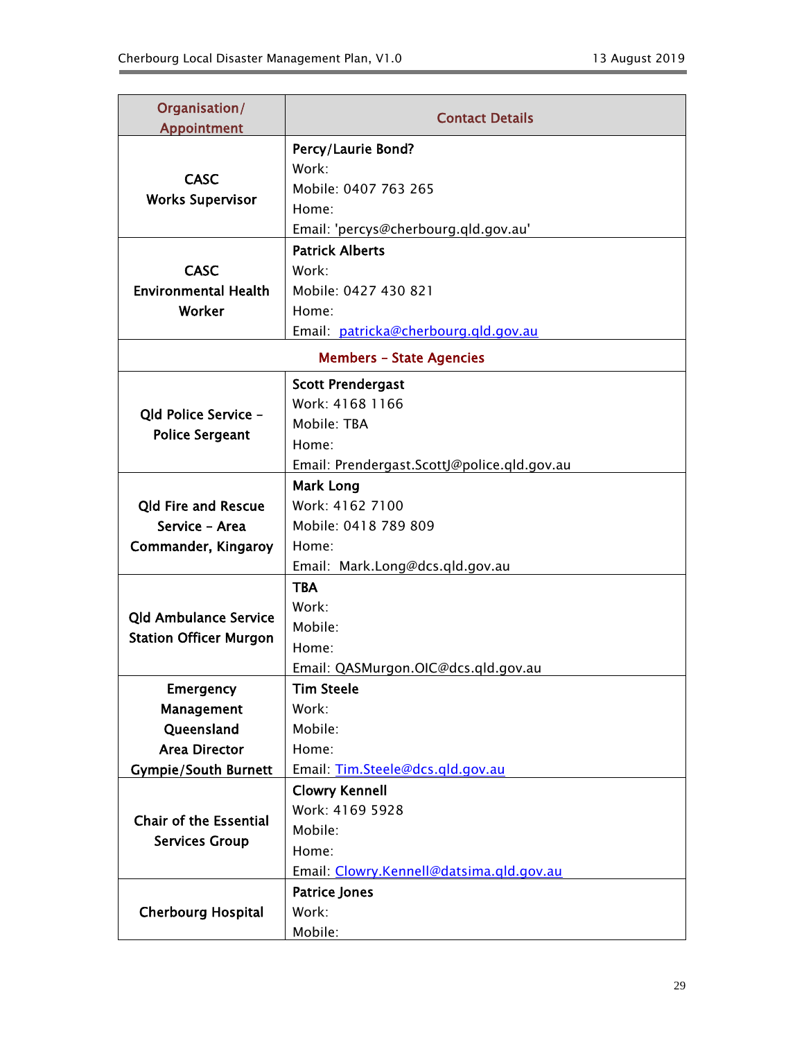| Organisation/ Appointment | Contact Details |
|---|---|
| CASC<br>Works Supervisor | **Percy/Laurie Bond?**<br>Work:<br>Mobile: 0407 763 265<br>Home:<br>Email: 'percys@cherbourg.qld.gov.au' |
| CASC<br>Environmental Health Worker | **Patrick Alberts**<br>Work:<br>Mobile: 0427 430 821<br>Home:<br>Email: patricka@cherbourg.qld.gov.au |
| **Members – State Agencies** | |
| Qld Police Service – Police Sergeant | **Scott Prendergast**<br>Work: 4168 1166<br>Mobile: TBA<br>Home:<br>Email: Prendergast.ScottJ@police.qld.gov.au |
| Qld Fire and Rescue Service – Area Commander, Kingaroy | **Mark Long**<br>Work: 4162 7100<br>Mobile: 0418 789 809<br>Home:<br>Email: Mark.Long@dcs.qld.gov.au |
| Qld Ambulance Service Station Officer Murgon | **TBA**<br>Work:<br>Mobile:<br>Home:<br>Email: QASMurgon.OIC@dcs.qld.gov.au |
| Emergency Management Queensland Area Director Gympie/South Burnett | **Tim Steele**<br>Work:<br>Mobile:<br>Home:<br>Email: Tim.Steele@dcs.qld.gov.au |
| Chair of the Essential Services Group | **Clowry Kennell**<br>Work: 4169 5928<br>Mobile:<br>Home:<br>Email: Clowry.Kennell@datsima.qld.gov.au |
| Cherbourg Hospital | **Patrice Jones**<br>Work:<br>Mobile: |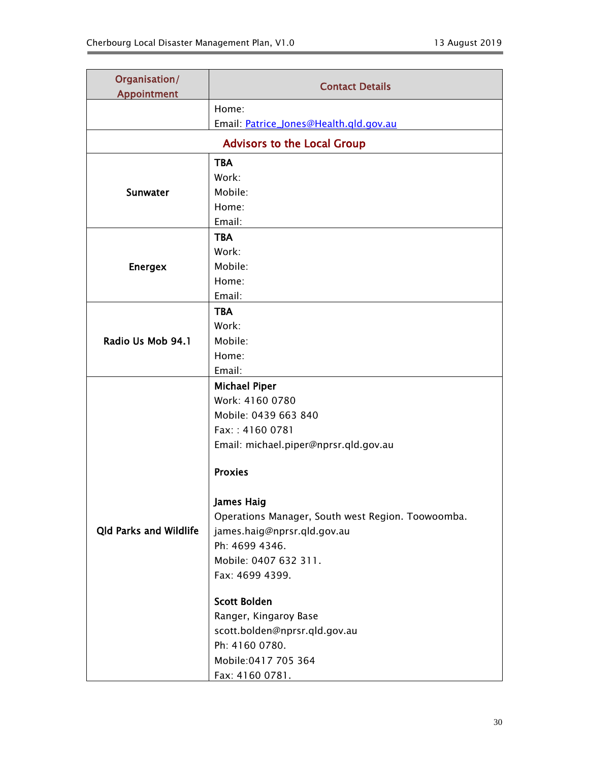| Organisation/ Appointment | Contact Details |
|---|---|
| | Home:<br>Email: Patrice_Jones@Health.qld.gov.au |
| **Advisors to the Local Group** | |
| **Sunwater** | **TBA**<br>Work:<br>Mobile:<br>Home:<br>Email: |
| **Energex** | **TBA**<br>Work:<br>Mobile:<br>Home:<br>Email: |
| **Radio Us Mob 94.1** | **TBA**<br>Work:<br>Mobile:<br>Home:<br>Email: |
| **Qld Parks and Wildlife** | **Michael Piper**<br>Work: 4160 0780<br>Mobile: 0439 663 840<br>Fax: : 4160 0781<br>Email: michael.piper@nprsr.qld.gov.au<br><br>**Proxies**<br><br>**James Haig**<br>Operations Manager, South west Region. Toowoomba.<br>james.haig@nprsr.qld.gov.au<br>Ph: 4699 4346.<br>Mobile: 0407 632 311.<br>Fax: 4699 4399.<br><br>**Scott Bolden**<br>Ranger, Kingaroy Base<br>scott.bolden@nprsr.qld.gov.au<br>Ph: 4160 0780.<br>Mobile:0417 705 364<br>Fax: 4160 0781. |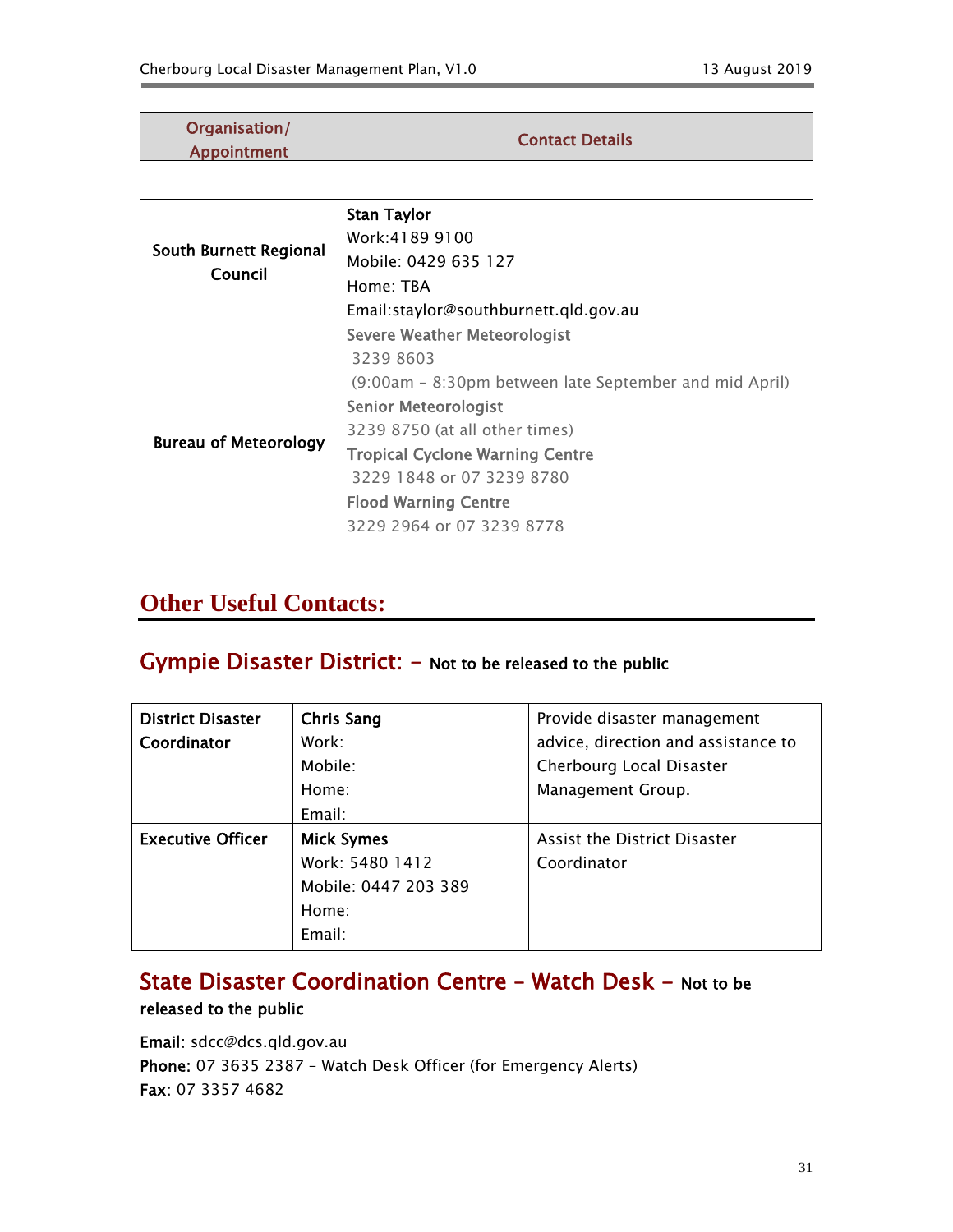| Organisation/ Appointment | Contact Details |
|---|---|
| | |
| South Burnett Regional Council | **Stan Taylor**<br>Work:4189 9100<br>Mobile: 0429 635 127<br>Home: TBA<br>Email:staylor@southburnett.qld.gov.au |
| Bureau of Meteorology | **Severe Weather Meteorologist**<br>3239 8603<br>(9:00am – 8:30pm between late September and mid April)<br>**Senior Meteorologist**<br>3239 8750 (at all other times)<br>**Tropical Cyclone Warning Centre**<br>3229 1848 or 07 3239 8780<br>**Flood Warning Centre**<br>3229 2964 or 07 3239 8778 |

# Other Useful Contacts:

## Gympie Disaster District: – Not to be released to the public

| District Disaster Coordinator | **Chris Sang**<br>Work:<br>Mobile:<br>Home:<br>Email: | Provide disaster management advice, direction and assistance to Cherbourg Local Disaster Management Group. |
|---|---|---|
| **Executive Officer** | **Mick Symes**<br>Work: 5480 1412<br>Mobile: 0447 203 389<br>Home:<br>Email: | Assist the District Disaster Coordinator |

## State Disaster Coordination Centre – Watch Desk – Not to be released to the public

**Email:** sdcc@dcs.qld.gov.au
**Phone:** 07 3635 2387 – Watch Desk Officer (for Emergency Alerts)
**Fax:** 07 3357 4682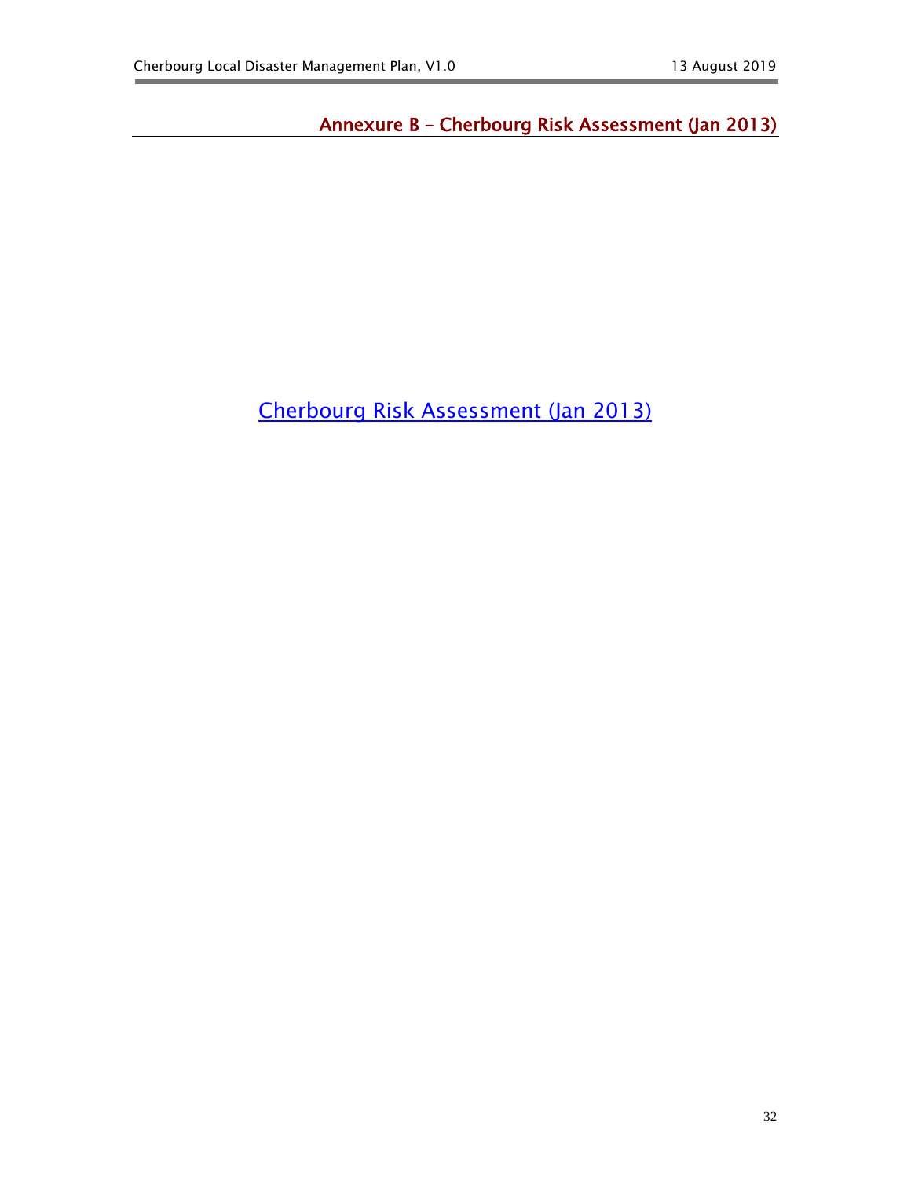## Annexure B – Cherbourg Risk Assessment (Jan 2013)

Cherbourg Risk Assessment (Jan 2013)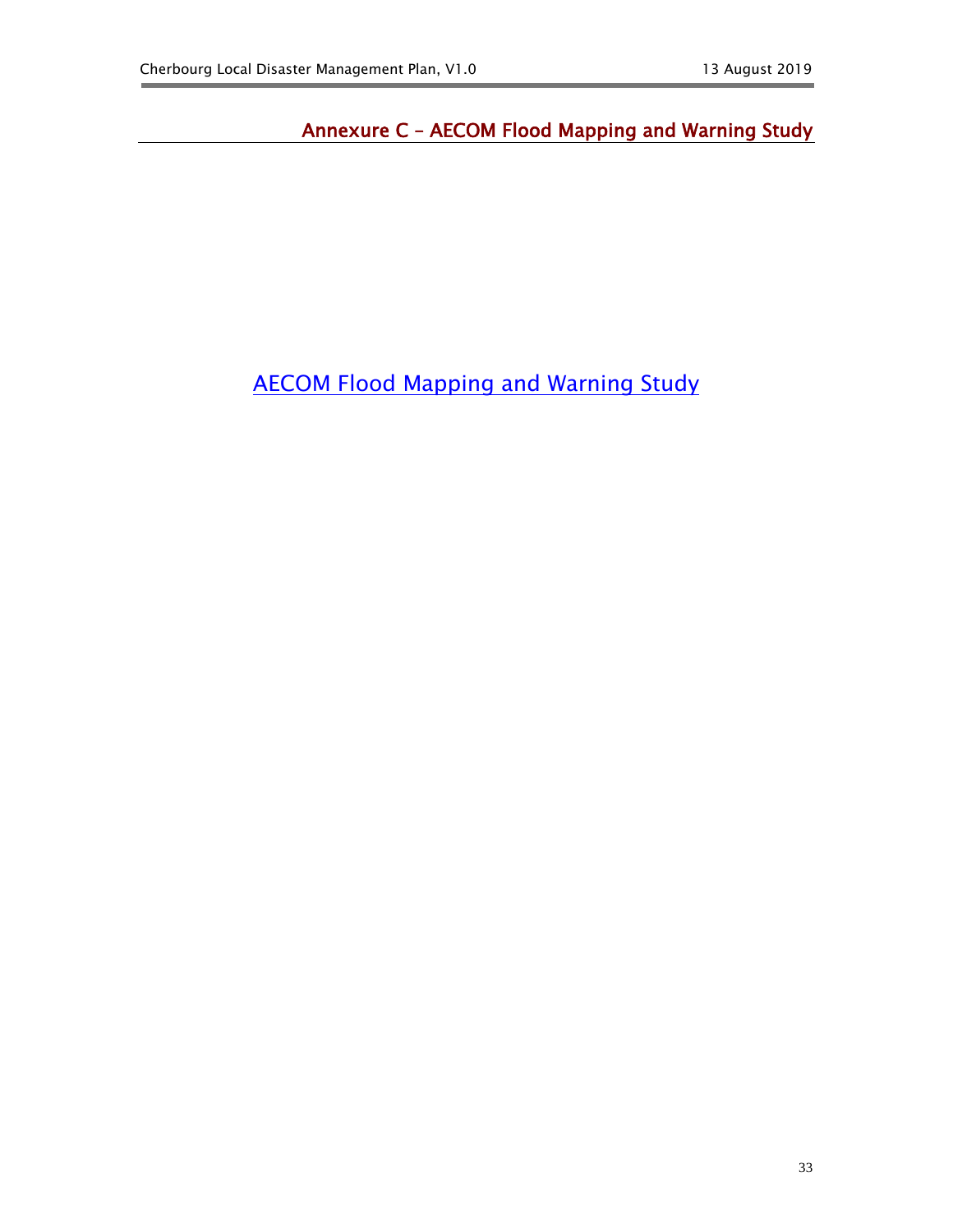## Annexure C – AECOM Flood Mapping and Warning Study

AECOM Flood Mapping and Warning Study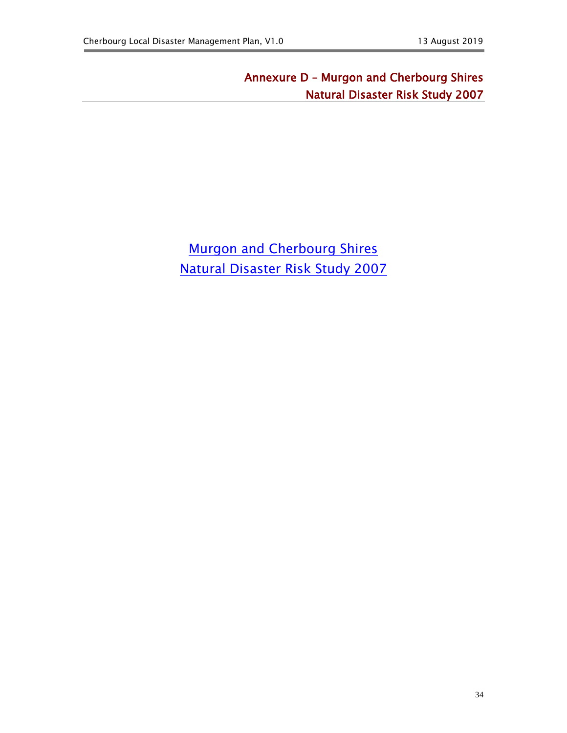# Annexure D – Murgon and Cherbourg Shires Natural Disaster Risk Study 2007

Murgon and Cherbourg Shires
Natural Disaster Risk Study 2007